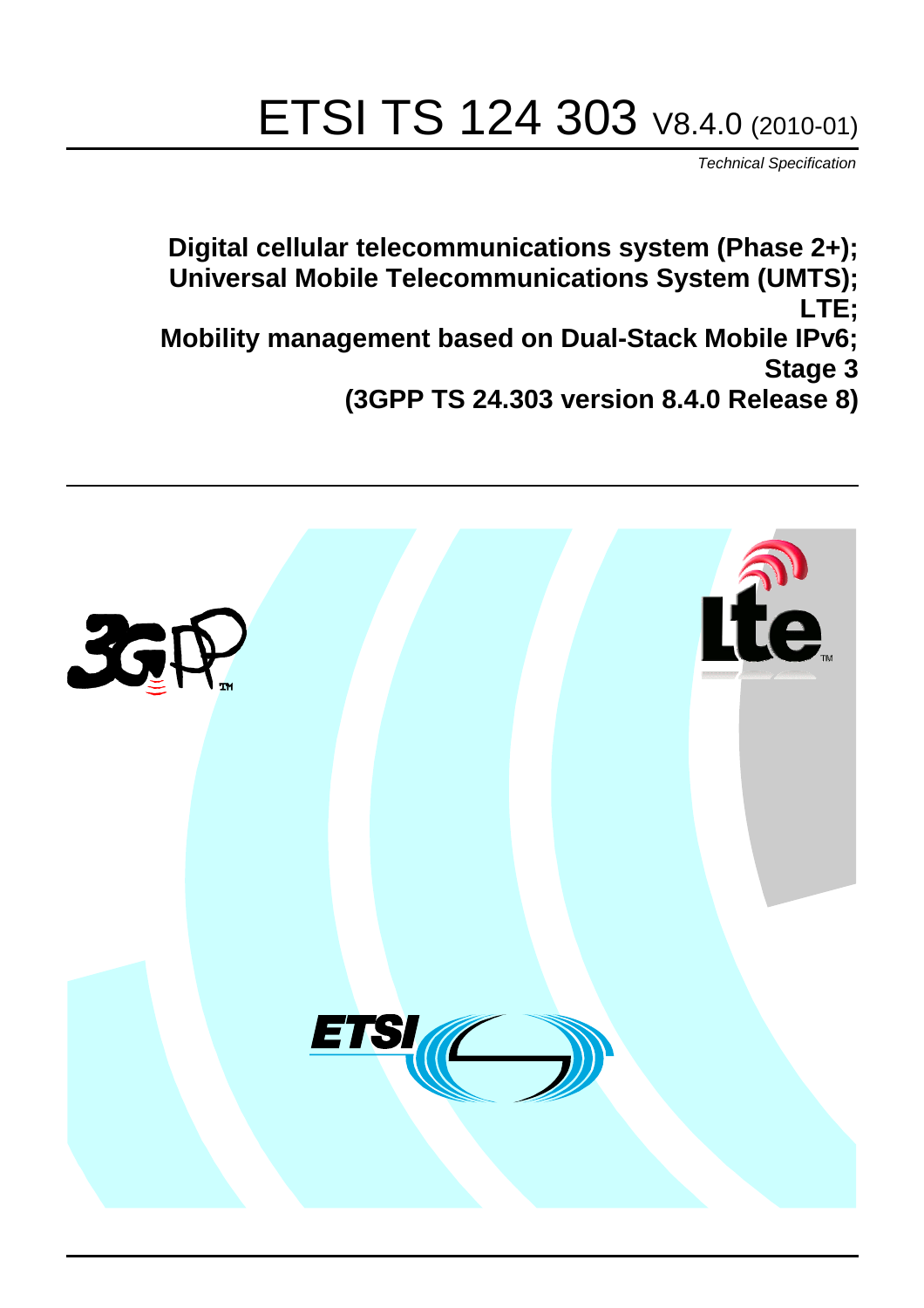# ETSI TS 124 303 V8.4.0 (2010-01)

*Technical Specification*

**Digital cellular telecommunications system (Phase 2+);**
**Universal Mobile Telecommunications System (UMTS);**
**LTE;**
**Mobility management based on Dual-Stack Mobile IPv6;**
**Stage 3**
**(3GPP TS 24.303 version 8.4.0 Release 8)**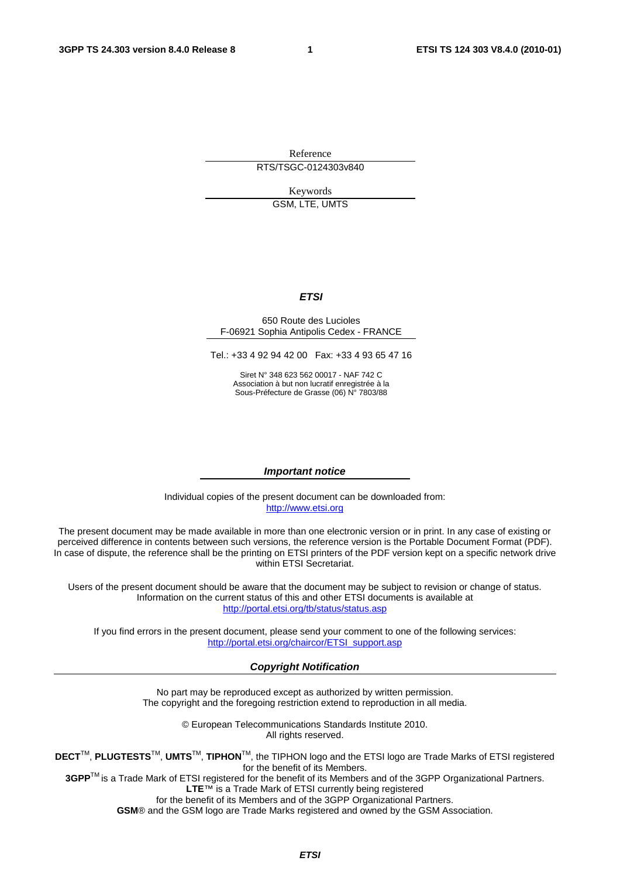Reference

RTS/TSGC-0124303v840

Keywords

GSM, LTE, UMTS

***ETSI***

650 Route des Lucioles
F-06921 Sophia Antipolis Cedex - FRANCE

Tel.: +33 4 92 94 42 00 Fax: +33 4 93 65 47 16

Siret N° 348 623 562 00017 - NAF 742 C
Association à but non lucratif enregistrée à la
Sous-Préfecture de Grasse (06) N° 7803/88

***Important notice***

Individual copies of the present document can be downloaded from:
http://www.etsi.org

The present document may be made available in more than one electronic version or in print. In any case of existing or perceived difference in contents between such versions, the reference version is the Portable Document Format (PDF). In case of dispute, the reference shall be the printing on ETSI printers of the PDF version kept on a specific network drive within ETSI Secretariat.

Users of the present document should be aware that the document may be subject to revision or change of status. Information on the current status of this and other ETSI documents is available at
http://portal.etsi.org/tb/status/status.asp

If you find errors in the present document, please send your comment to one of the following services:
http://portal.etsi.org/chaircor/ETSI_support.asp

***Copyright Notification***

No part may be reproduced except as authorized by written permission.
The copyright and the foregoing restriction extend to reproduction in all media.

© European Telecommunications Standards Institute 2010.
All rights reserved.

**DECT**™, **PLUGTESTS**™, **UMTS**™, **TIPHON**™, the TIPHON logo and the ETSI logo are Trade Marks of ETSI registered for the benefit of its Members.
**3GPP**™ is a Trade Mark of ETSI registered for the benefit of its Members and of the 3GPP Organizational Partners.
**LTE**™ is a Trade Mark of ETSI currently being registered
for the benefit of its Members and of the 3GPP Organizational Partners.
**GSM**® and the GSM logo are Trade Marks registered and owned by the GSM Association.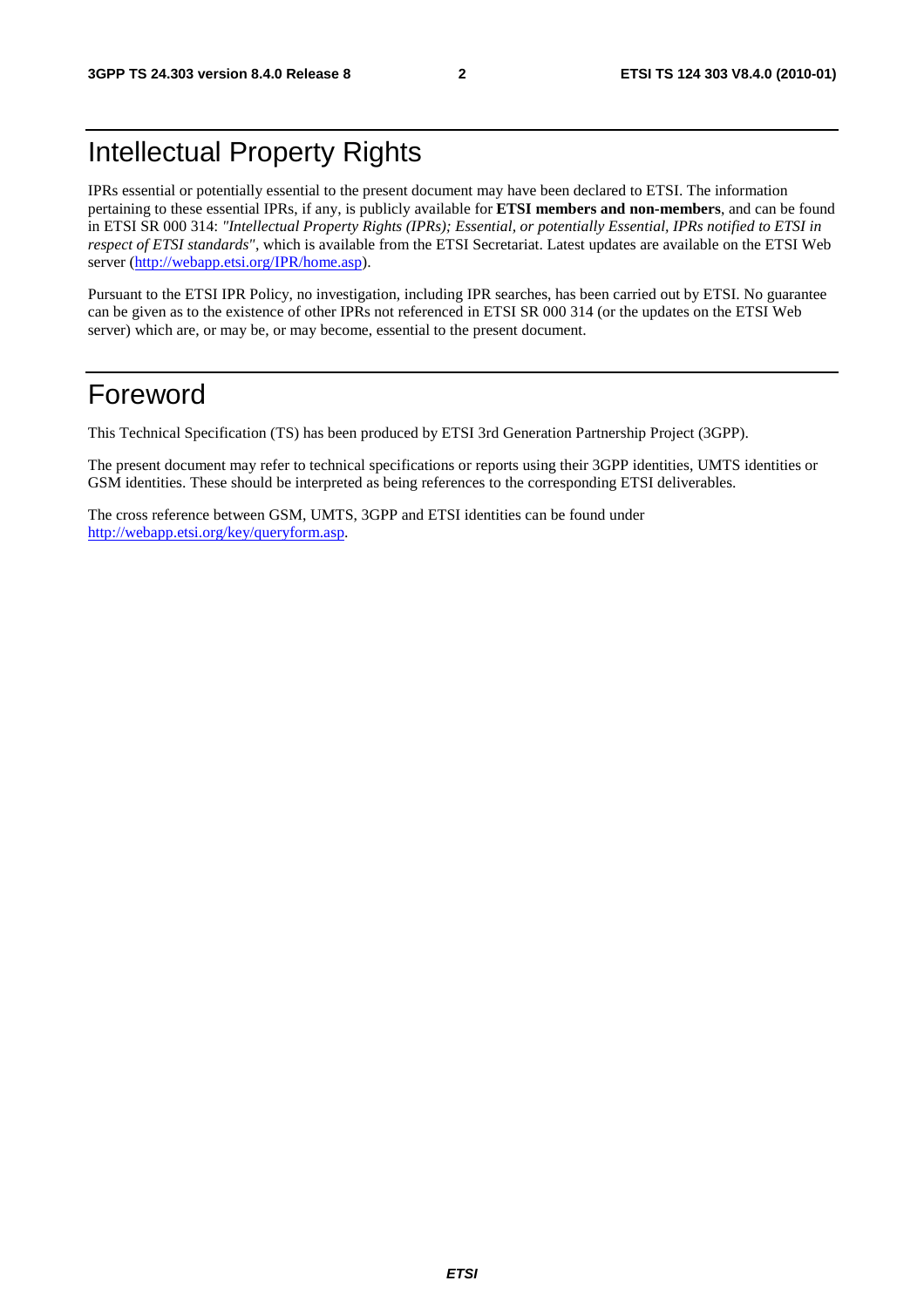# Intellectual Property Rights

IPRs essential or potentially essential to the present document may have been declared to ETSI. The information pertaining to these essential IPRs, if any, is publicly available for **ETSI members and non-members**, and can be found in ETSI SR 000 314: *"Intellectual Property Rights (IPRs); Essential, or potentially Essential, IPRs notified to ETSI in respect of ETSI standards"*, which is available from the ETSI Secretariat. Latest updates are available on the ETSI Web server (http://webapp.etsi.org/IPR/home.asp).

Pursuant to the ETSI IPR Policy, no investigation, including IPR searches, has been carried out by ETSI. No guarantee can be given as to the existence of other IPRs not referenced in ETSI SR 000 314 (or the updates on the ETSI Web server) which are, or may be, or may become, essential to the present document.

# Foreword

This Technical Specification (TS) has been produced by ETSI 3rd Generation Partnership Project (3GPP).

The present document may refer to technical specifications or reports using their 3GPP identities, UMTS identities or GSM identities. These should be interpreted as being references to the corresponding ETSI deliverables.

The cross reference between GSM, UMTS, 3GPP and ETSI identities can be found under http://webapp.etsi.org/key/queryform.asp.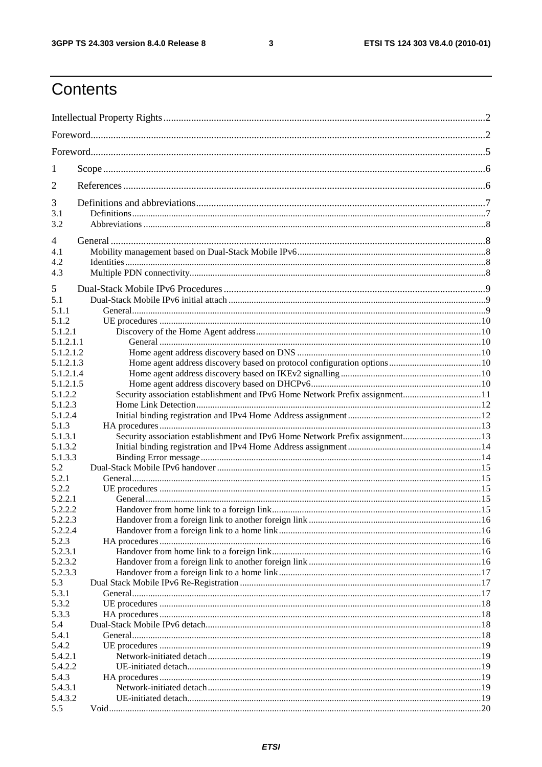# Contents

Intellectual Property Rights ... 2

Foreword ... 2

Foreword ... 5

1 Scope ... 6

2 References ... 6

3 Definitions and abbreviations ... 7
- 3.1 Definitions ... 7
- 3.2 Abbreviations ... 8

4 General ... 8
- 4.1 Mobility management based on Dual-Stack Mobile IPv6 ... 8
- 4.2 Identities ... 8
- 4.3 Multiple PDN connectivity ... 8

5 Dual-Stack Mobile IPv6 Procedures ... 9
- 5.1 Dual-Stack Mobile IPv6 initial attach ... 9
- 5.1.1 General ... 9
- 5.1.2 UE procedures ... 10
- 5.1.2.1 Discovery of the Home Agent address ... 10
- 5.1.2.1.1 General ... 10
- 5.1.2.1.2 Home agent address discovery based on DNS ... 10
- 5.1.2.1.3 Home agent address discovery based on protocol configuration options ... 10
- 5.1.2.1.4 Home agent address discovery based on IKEv2 signalling ... 10
- 5.1.2.1.5 Home agent address discovery based on DHCPv6 ... 10
- 5.1.2.2 Security association establishment and IPv6 Home Network Prefix assignment ... 11
- 5.1.2.3 Home Link Detection ... 12
- 5.1.2.4 Initial binding registration and IPv4 Home Address assignment ... 12
- 5.1.3 HA procedures ... 13
- 5.1.3.1 Security association establishment and IPv6 Home Network Prefix assignment ... 13
- 5.1.3.2 Initial binding registration and IPv4 Home Address assignment ... 14
- 5.1.3.3 Binding Error message ... 14
- 5.2 Dual-Stack Mobile IPv6 handover ... 15
- 5.2.1 General ... 15
- 5.2.2 UE procedures ... 15
- 5.2.2.1 General ... 15
- 5.2.2.2 Handover from home link to a foreign link ... 15
- 5.2.2.3 Handover from a foreign link to another foreign link ... 16
- 5.2.2.4 Handover from a foreign link to a home link ... 16
- 5.2.3 HA procedures ... 16
- 5.2.3.1 Handover from home link to a foreign link ... 16
- 5.2.3.2 Handover from a foreign link to another foreign link ... 16
- 5.2.3.3 Handover from a foreign link to a home link ... 17
- 5.3 Dual Stack Mobile IPv6 Re-Registration ... 17
- 5.3.1 General ... 17
- 5.3.2 UE procedures ... 18
- 5.3.3 HA procedures ... 18
- 5.4 Dual-Stack Mobile IPv6 detach ... 18
- 5.4.1 General ... 18
- 5.4.2 UE procedures ... 19
- 5.4.2.1 Network-initiated detach ... 19
- 5.4.2.2 UE-initiated detach ... 19
- 5.4.3 HA procedures ... 19
- 5.4.3.1 Network-initiated detach ... 19
- 5.4.3.2 UE-initiated detach ... 19
- 5.5 Void ... 20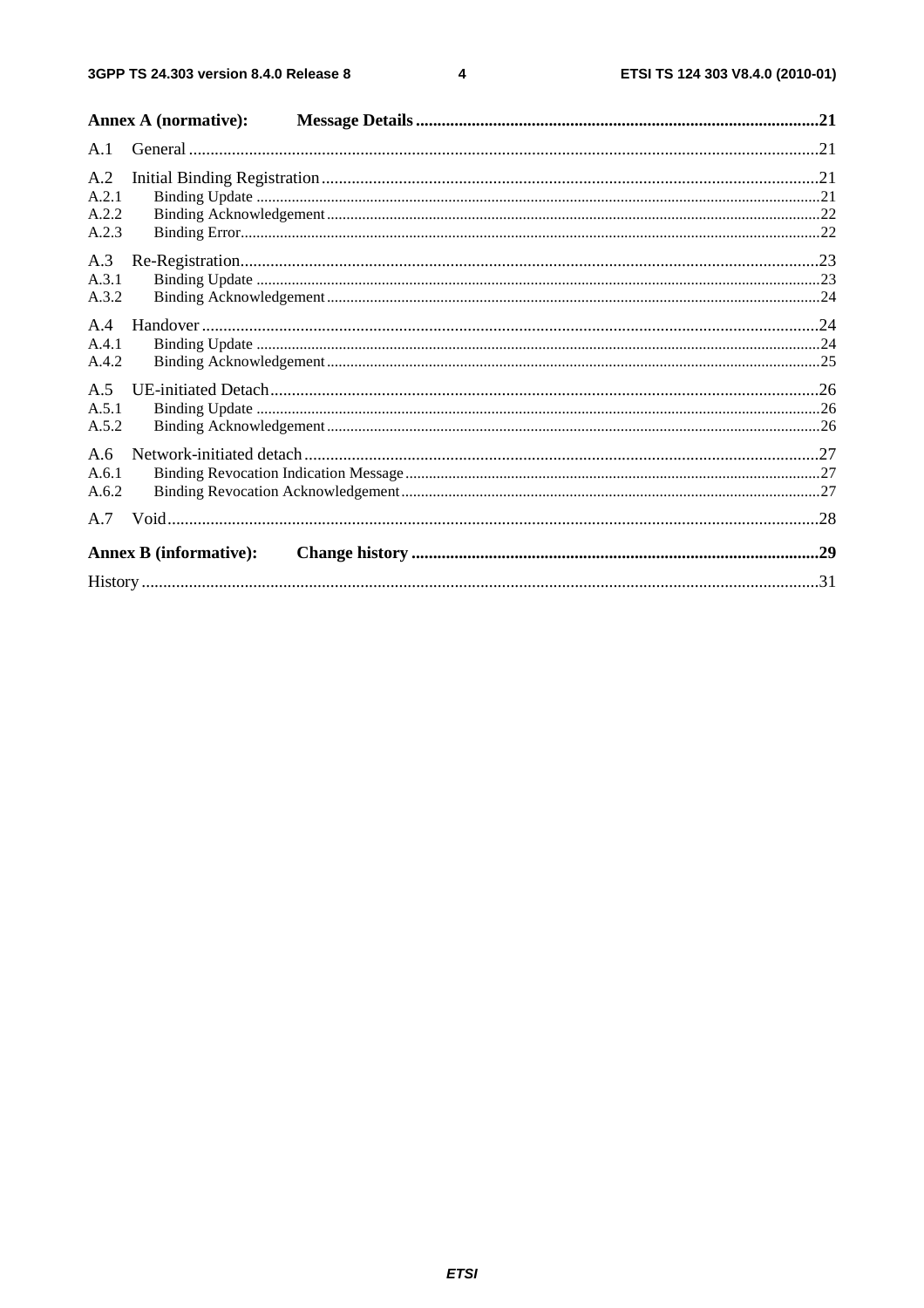Annex A (normative): Message Details .....21

A.1 General .....21

A.2 Initial Binding Registration .....21
A.2.1 Binding Update .....21
A.2.2 Binding Acknowledgement .....22
A.2.3 Binding Error .....22

A.3 Re-Registration .....23
A.3.1 Binding Update .....23
A.3.2 Binding Acknowledgement .....24

A.4 Handover .....24
A.4.1 Binding Update .....24
A.4.2 Binding Acknowledgement .....25

A.5 UE-initiated Detach .....26
A.5.1 Binding Update .....26
A.5.2 Binding Acknowledgement .....26

A.6 Network-initiated detach .....27
A.6.1 Binding Revocation Indication Message .....27
A.6.2 Binding Revocation Acknowledgement .....27

A.7 Void .....28

Annex B (informative): Change history .....29

History .....31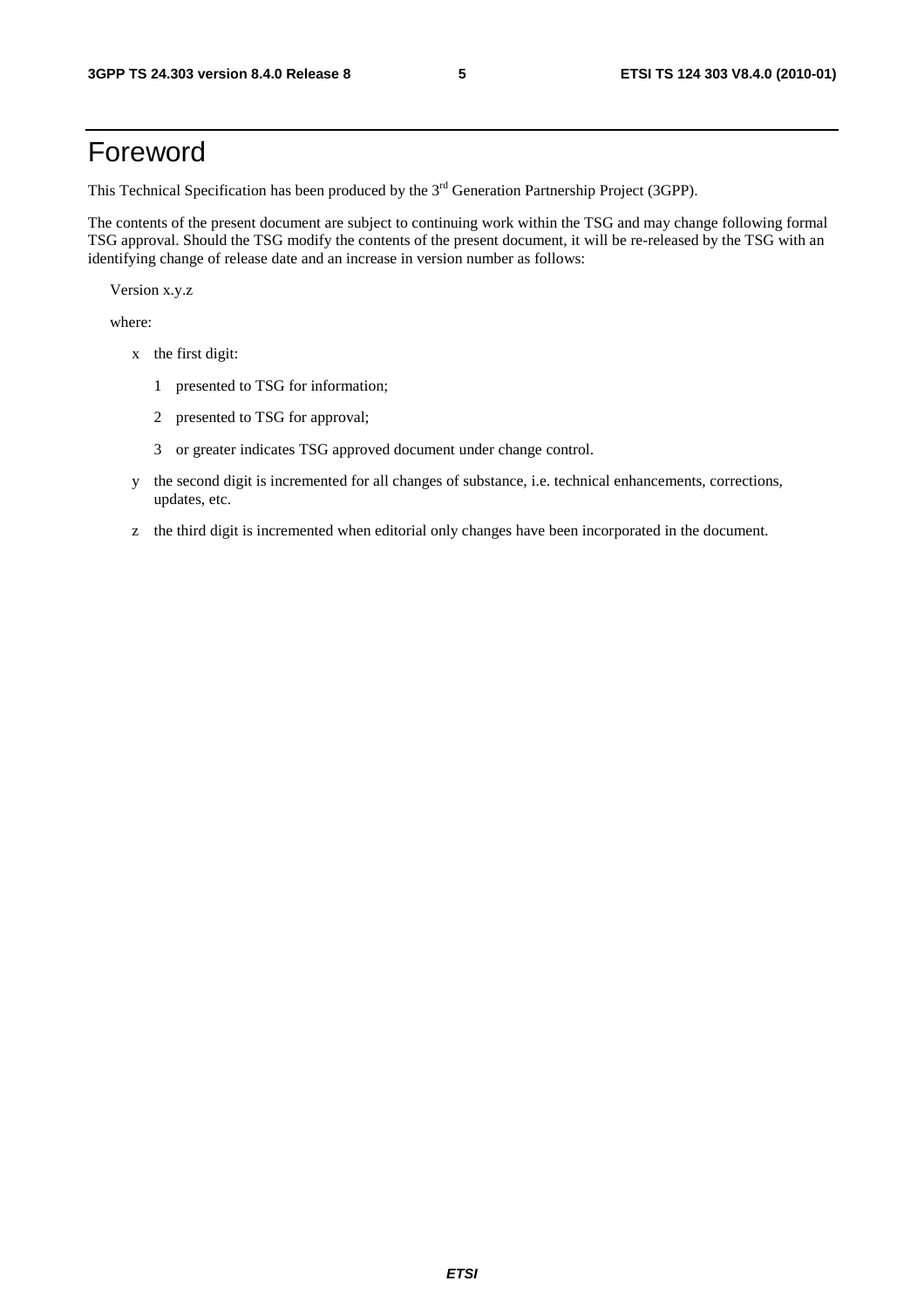# Foreword

This Technical Specification has been produced by the 3rd Generation Partnership Project (3GPP).

The contents of the present document are subject to continuing work within the TSG and may change following formal TSG approval. Should the TSG modify the contents of the present document, it will be re-released by the TSG with an identifying change of release date and an increase in version number as follows:

Version x.y.z

where:

- x the first digit:
  - 1 presented to TSG for information;
  - 2 presented to TSG for approval;
  - 3 or greater indicates TSG approved document under change control.
- y the second digit is incremented for all changes of substance, i.e. technical enhancements, corrections, updates, etc.
- z the third digit is incremented when editorial only changes have been incorporated in the document.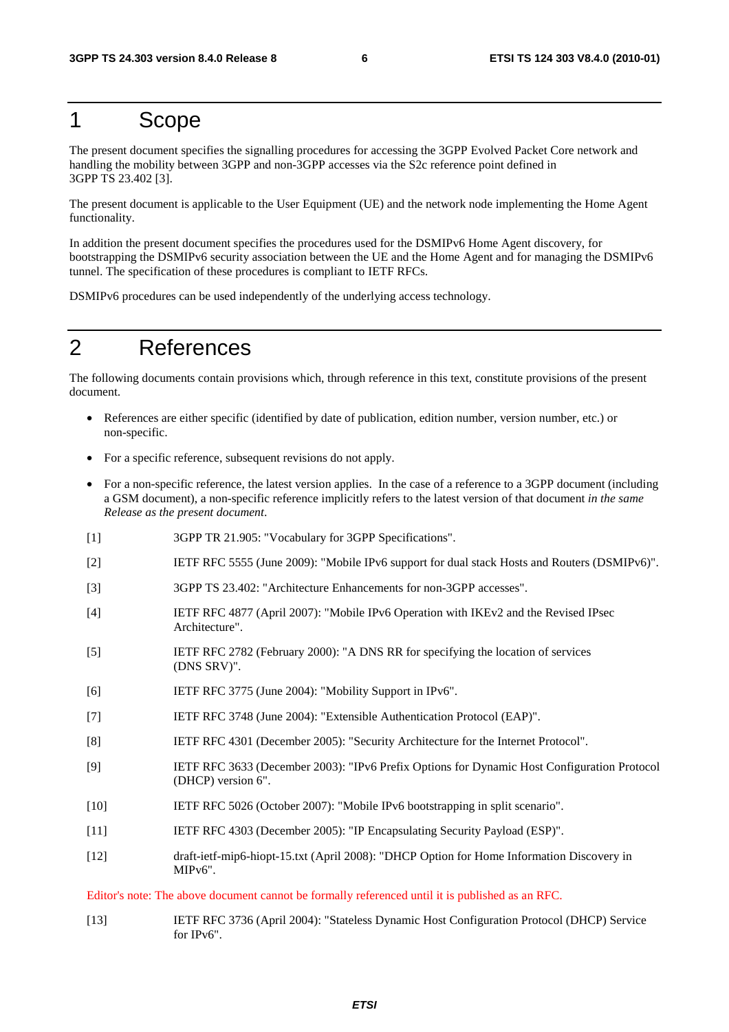# 1 Scope

The present document specifies the signalling procedures for accessing the 3GPP Evolved Packet Core network and handling the mobility between 3GPP and non-3GPP accesses via the S2c reference point defined in 3GPP TS 23.402 [3].

The present document is applicable to the User Equipment (UE) and the network node implementing the Home Agent functionality.

In addition the present document specifies the procedures used for the DSMIPv6 Home Agent discovery, for bootstrapping the DSMIPv6 security association between the UE and the Home Agent and for managing the DSMIPv6 tunnel. The specification of these procedures is compliant to IETF RFCs.

DSMIPv6 procedures can be used independently of the underlying access technology.

# 2 References

The following documents contain provisions which, through reference in this text, constitute provisions of the present document.

- References are either specific (identified by date of publication, edition number, version number, etc.) or non-specific.
- For a specific reference, subsequent revisions do not apply.
- For a non-specific reference, the latest version applies. In the case of a reference to a 3GPP document (including a GSM document), a non-specific reference implicitly refers to the latest version of that document *in the same Release as the present document*.

[1] 3GPP TR 21.905: "Vocabulary for 3GPP Specifications".

[2] IETF RFC 5555 (June 2009): "Mobile IPv6 support for dual stack Hosts and Routers (DSMIPv6)".

[3] 3GPP TS 23.402: "Architecture Enhancements for non-3GPP accesses".

[4] IETF RFC 4877 (April 2007): "Mobile IPv6 Operation with IKEv2 and the Revised IPsec Architecture".

[5] IETF RFC 2782 (February 2000): "A DNS RR for specifying the location of services (DNS SRV)".

[6] IETF RFC 3775 (June 2004): "Mobility Support in IPv6".

[7] IETF RFC 3748 (June 2004): "Extensible Authentication Protocol (EAP)".

[8] IETF RFC 4301 (December 2005): "Security Architecture for the Internet Protocol".

[9] IETF RFC 3633 (December 2003): "IPv6 Prefix Options for Dynamic Host Configuration Protocol (DHCP) version 6".

[10] IETF RFC 5026 (October 2007): "Mobile IPv6 bootstrapping in split scenario".

[11] IETF RFC 4303 (December 2005): "IP Encapsulating Security Payload (ESP)".

[12] draft-ietf-mip6-hiopt-15.txt (April 2008): "DHCP Option for Home Information Discovery in MIPv6".

Editor's note: The above document cannot be formally referenced until it is published as an RFC.

[13] IETF RFC 3736 (April 2004): "Stateless Dynamic Host Configuration Protocol (DHCP) Service for IPv6".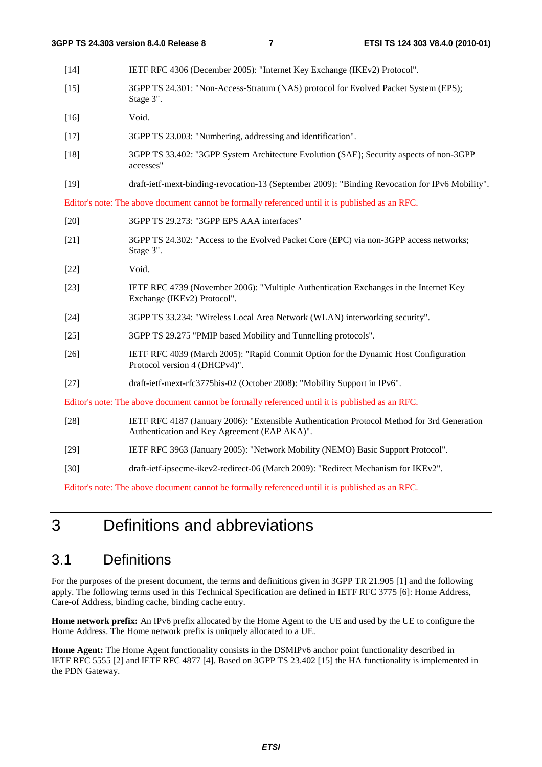[14] IETF RFC 4306 (December 2005): "Internet Key Exchange (IKEv2) Protocol".

[15] 3GPP TS 24.301: "Non-Access-Stratum (NAS) protocol for Evolved Packet System (EPS); Stage 3".

[16] Void.

[17] 3GPP TS 23.003: "Numbering, addressing and identification".

[18] 3GPP TS 33.402: "3GPP System Architecture Evolution (SAE); Security aspects of non-3GPP accesses"

[19] draft-ietf-mext-binding-revocation-13 (September 2009): "Binding Revocation for IPv6 Mobility".

Editor's note: The above document cannot be formally referenced until it is published as an RFC.

[20] 3GPP TS 29.273: "3GPP EPS AAA interfaces"

[21] 3GPP TS 24.302: "Access to the Evolved Packet Core (EPC) via non-3GPP access networks; Stage 3".

[22] Void.

[23] IETF RFC 4739 (November 2006): "Multiple Authentication Exchanges in the Internet Key Exchange (IKEv2) Protocol".

[24] 3GPP TS 33.234: "Wireless Local Area Network (WLAN) interworking security".

[25] 3GPP TS 29.275 "PMIP based Mobility and Tunnelling protocols".

[26] IETF RFC 4039 (March 2005): "Rapid Commit Option for the Dynamic Host Configuration Protocol version 4 (DHCPv4)".

[27] draft-ietf-mext-rfc3775bis-02 (October 2008): "Mobility Support in IPv6".

Editor's note: The above document cannot be formally referenced until it is published as an RFC.

[28] IETF RFC 4187 (January 2006): "Extensible Authentication Protocol Method for 3rd Generation Authentication and Key Agreement (EAP AKA)".

[29] IETF RFC 3963 (January 2005): "Network Mobility (NEMO) Basic Support Protocol".

[30] draft-ietf-ipsecme-ikev2-redirect-06 (March 2009): "Redirect Mechanism for IKEv2".

Editor's note: The above document cannot be formally referenced until it is published as an RFC.

# 3 Definitions and abbreviations

## 3.1 Definitions

For the purposes of the present document, the terms and definitions given in 3GPP TR 21.905 [1] and the following apply. The following terms used in this Technical Specification are defined in IETF RFC 3775 [6]: Home Address, Care-of Address, binding cache, binding cache entry.

**Home network prefix:** An IPv6 prefix allocated by the Home Agent to the UE and used by the UE to configure the Home Address. The Home network prefix is uniquely allocated to a UE.

**Home Agent:** The Home Agent functionality consists in the DSMIPv6 anchor point functionality described in IETF RFC 5555 [2] and IETF RFC 4877 [4]. Based on 3GPP TS 23.402 [15] the HA functionality is implemented in the PDN Gateway.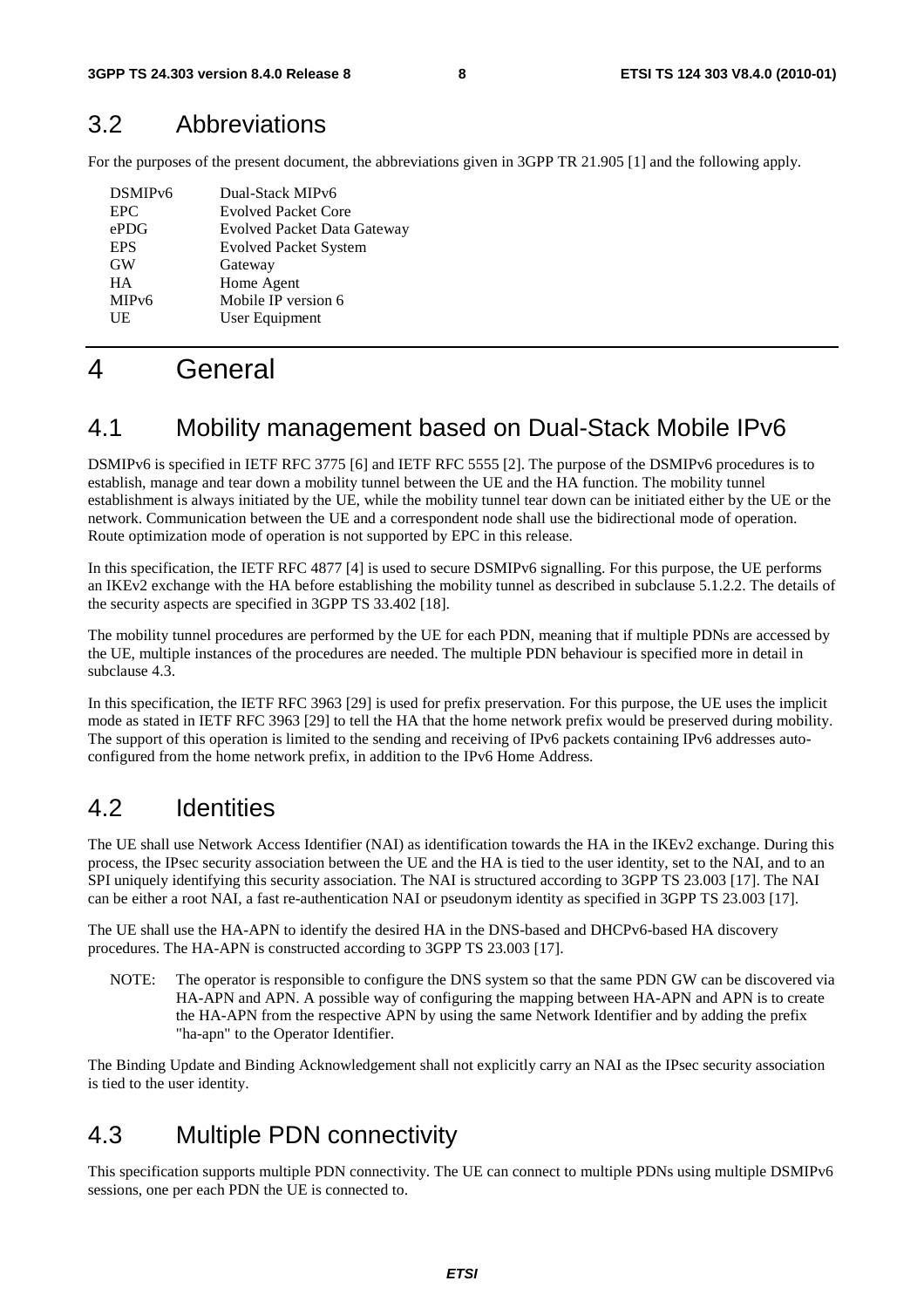## 3.2 Abbreviations

For the purposes of the present document, the abbreviations given in 3GPP TR 21.905 [1] and the following apply.

| | |
|---|---|
| DSMIPv6 | Dual-Stack MIPv6 |
| EPC | Evolved Packet Core |
| ePDG | Evolved Packet Data Gateway |
| EPS | Evolved Packet System |
| GW | Gateway |
| HA | Home Agent |
| MIPv6 | Mobile IP version 6 |
| UE | User Equipment |

# 4 General

## 4.1 Mobility management based on Dual-Stack Mobile IPv6

DSMIPv6 is specified in IETF RFC 3775 [6] and IETF RFC 5555 [2]. The purpose of the DSMIPv6 procedures is to establish, manage and tear down a mobility tunnel between the UE and the HA function. The mobility tunnel establishment is always initiated by the UE, while the mobility tunnel tear down can be initiated either by the UE or the network. Communication between the UE and a correspondent node shall use the bidirectional mode of operation. Route optimization mode of operation is not supported by EPC in this release.

In this specification, the IETF RFC 4877 [4] is used to secure DSMIPv6 signalling. For this purpose, the UE performs an IKEv2 exchange with the HA before establishing the mobility tunnel as described in subclause 5.1.2.2. The details of the security aspects are specified in 3GPP TS 33.402 [18].

The mobility tunnel procedures are performed by the UE for each PDN, meaning that if multiple PDNs are accessed by the UE, multiple instances of the procedures are needed. The multiple PDN behaviour is specified more in detail in subclause 4.3.

In this specification, the IETF RFC 3963 [29] is used for prefix preservation. For this purpose, the UE uses the implicit mode as stated in IETF RFC 3963 [29] to tell the HA that the home network prefix would be preserved during mobility. The support of this operation is limited to the sending and receiving of IPv6 packets containing IPv6 addresses auto-configured from the home network prefix, in addition to the IPv6 Home Address.

## 4.2 Identities

The UE shall use Network Access Identifier (NAI) as identification towards the HA in the IKEv2 exchange. During this process, the IPsec security association between the UE and the HA is tied to the user identity, set to the NAI, and to an SPI uniquely identifying this security association. The NAI is structured according to 3GPP TS 23.003 [17]. The NAI can be either a root NAI, a fast re-authentication NAI or pseudonym identity as specified in 3GPP TS 23.003 [17].

The UE shall use the HA-APN to identify the desired HA in the DNS-based and DHCPv6-based HA discovery procedures. The HA-APN is constructed according to 3GPP TS 23.003 [17].

NOTE: The operator is responsible to configure the DNS system so that the same PDN GW can be discovered via HA-APN and APN. A possible way of configuring the mapping between HA-APN and APN is to create the HA-APN from the respective APN by using the same Network Identifier and by adding the prefix "ha-apn" to the Operator Identifier.

The Binding Update and Binding Acknowledgement shall not explicitly carry an NAI as the IPsec security association is tied to the user identity.

## 4.3 Multiple PDN connectivity

This specification supports multiple PDN connectivity. The UE can connect to multiple PDNs using multiple DSMIPv6 sessions, one per each PDN the UE is connected to.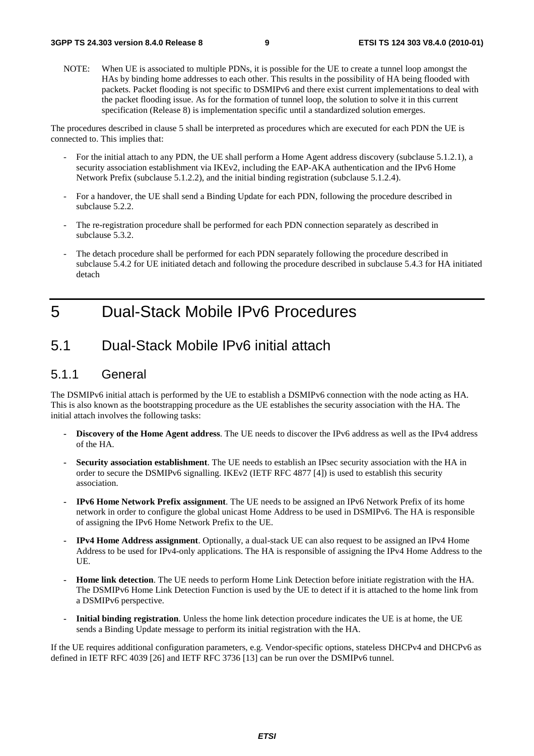NOTE: When UE is associated to multiple PDNs, it is possible for the UE to create a tunnel loop amongst the HAs by binding home addresses to each other. This results in the possibility of HA being flooded with packets. Packet flooding is not specific to DSMIPv6 and there exist current implementations to deal with the packet flooding issue. As for the formation of tunnel loop, the solution to solve it in this current specification (Release 8) is implementation specific until a standardized solution emerges.

The procedures described in clause 5 shall be interpreted as procedures which are executed for each PDN the UE is connected to. This implies that:

- For the initial attach to any PDN, the UE shall perform a Home Agent address discovery (subclause 5.1.2.1), a security association establishment via IKEv2, including the EAP-AKA authentication and the IPv6 Home Network Prefix (subclause 5.1.2.2), and the initial binding registration (subclause 5.1.2.4).
- For a handover, the UE shall send a Binding Update for each PDN, following the procedure described in subclause 5.2.2.
- The re-registration procedure shall be performed for each PDN connection separately as described in subclause 5.3.2.
- The detach procedure shall be performed for each PDN separately following the procedure described in subclause 5.4.2 for UE initiated detach and following the procedure described in subclause 5.4.3 for HA initiated detach

# 5 Dual-Stack Mobile IPv6 Procedures

## 5.1 Dual-Stack Mobile IPv6 initial attach

### 5.1.1 General

The DSMIPv6 initial attach is performed by the UE to establish a DSMIPv6 connection with the node acting as HA. This is also known as the bootstrapping procedure as the UE establishes the security association with the HA. The initial attach involves the following tasks:

- **Discovery of the Home Agent address**. The UE needs to discover the IPv6 address as well as the IPv4 address of the HA.
- **Security association establishment**. The UE needs to establish an IPsec security association with the HA in order to secure the DSMIPv6 signalling. IKEv2 (IETF RFC 4877 [4]) is used to establish this security association.
- **IPv6 Home Network Prefix assignment**. The UE needs to be assigned an IPv6 Network Prefix of its home network in order to configure the global unicast Home Address to be used in DSMIPv6. The HA is responsible of assigning the IPv6 Home Network Prefix to the UE.
- **IPv4 Home Address assignment**. Optionally, a dual-stack UE can also request to be assigned an IPv4 Home Address to be used for IPv4-only applications. The HA is responsible of assigning the IPv4 Home Address to the UE.
- **Home link detection**. The UE needs to perform Home Link Detection before initiate registration with the HA. The DSMIPv6 Home Link Detection Function is used by the UE to detect if it is attached to the home link from a DSMIPv6 perspective.
- **Initial binding registration**. Unless the home link detection procedure indicates the UE is at home, the UE sends a Binding Update message to perform its initial registration with the HA.

If the UE requires additional configuration parameters, e.g. Vendor-specific options, stateless DHCPv4 and DHCPv6 as defined in IETF RFC 4039 [26] and IETF RFC 3736 [13] can be run over the DSMIPv6 tunnel.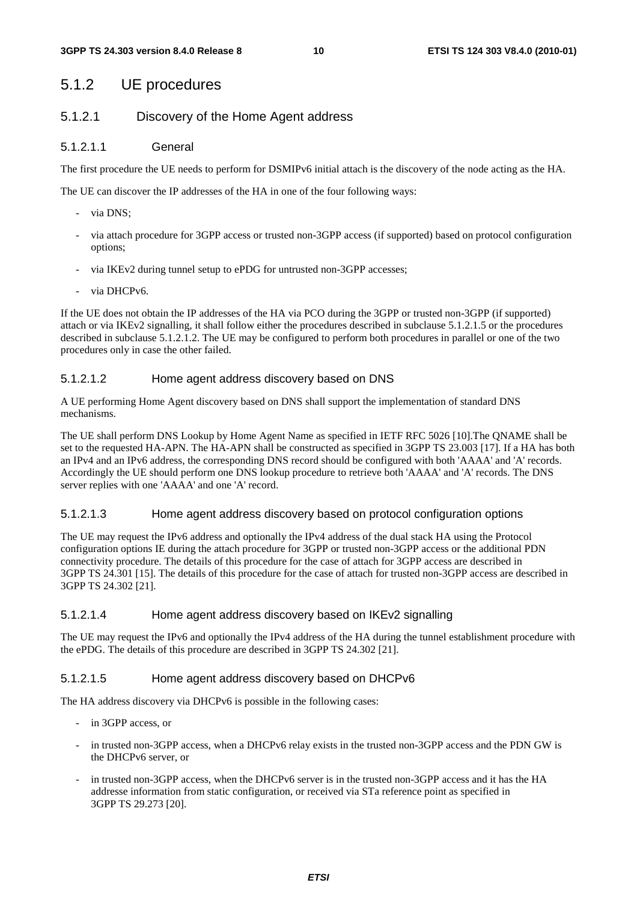## 5.1.2 UE procedures

### 5.1.2.1 Discovery of the Home Agent address

#### 5.1.2.1.1 General

The first procedure the UE needs to perform for DSMIPv6 initial attach is the discovery of the node acting as the HA.

The UE can discover the IP addresses of the HA in one of the four following ways:

- via DNS;
- via attach procedure for 3GPP access or trusted non-3GPP access (if supported) based on protocol configuration options;
- via IKEv2 during tunnel setup to ePDG for untrusted non-3GPP accesses;
- via DHCPv6.

If the UE does not obtain the IP addresses of the HA via PCO during the 3GPP or trusted non-3GPP (if supported) attach or via IKEv2 signalling, it shall follow either the procedures described in subclause 5.1.2.1.5 or the procedures described in subclause 5.1.2.1.2. The UE may be configured to perform both procedures in parallel or one of the two procedures only in case the other failed.

#### 5.1.2.1.2 Home agent address discovery based on DNS

A UE performing Home Agent discovery based on DNS shall support the implementation of standard DNS mechanisms.

The UE shall perform DNS Lookup by Home Agent Name as specified in IETF RFC 5026 [10].The QNAME shall be set to the requested HA-APN. The HA-APN shall be constructed as specified in 3GPP TS 23.003 [17]. If a HA has both an IPv4 and an IPv6 address, the corresponding DNS record should be configured with both 'AAAA' and 'A' records. Accordingly the UE should perform one DNS lookup procedure to retrieve both 'AAAA' and 'A' records. The DNS server replies with one 'AAAA' and one 'A' record.

#### 5.1.2.1.3 Home agent address discovery based on protocol configuration options

The UE may request the IPv6 address and optionally the IPv4 address of the dual stack HA using the Protocol configuration options IE during the attach procedure for 3GPP or trusted non-3GPP access or the additional PDN connectivity procedure. The details of this procedure for the case of attach for 3GPP access are described in 3GPP TS 24.301 [15]. The details of this procedure for the case of attach for trusted non-3GPP access are described in 3GPP TS 24.302 [21].

#### 5.1.2.1.4 Home agent address discovery based on IKEv2 signalling

The UE may request the IPv6 and optionally the IPv4 address of the HA during the tunnel establishment procedure with the ePDG. The details of this procedure are described in 3GPP TS 24.302 [21].

#### 5.1.2.1.5 Home agent address discovery based on DHCPv6

The HA address discovery via DHCPv6 is possible in the following cases:

- in 3GPP access, or
- in trusted non-3GPP access, when a DHCPv6 relay exists in the trusted non-3GPP access and the PDN GW is the DHCPv6 server, or
- in trusted non-3GPP access, when the DHCPv6 server is in the trusted non-3GPP access and it has the HA addresse information from static configuration, or received via STa reference point as specified in 3GPP TS 29.273 [20].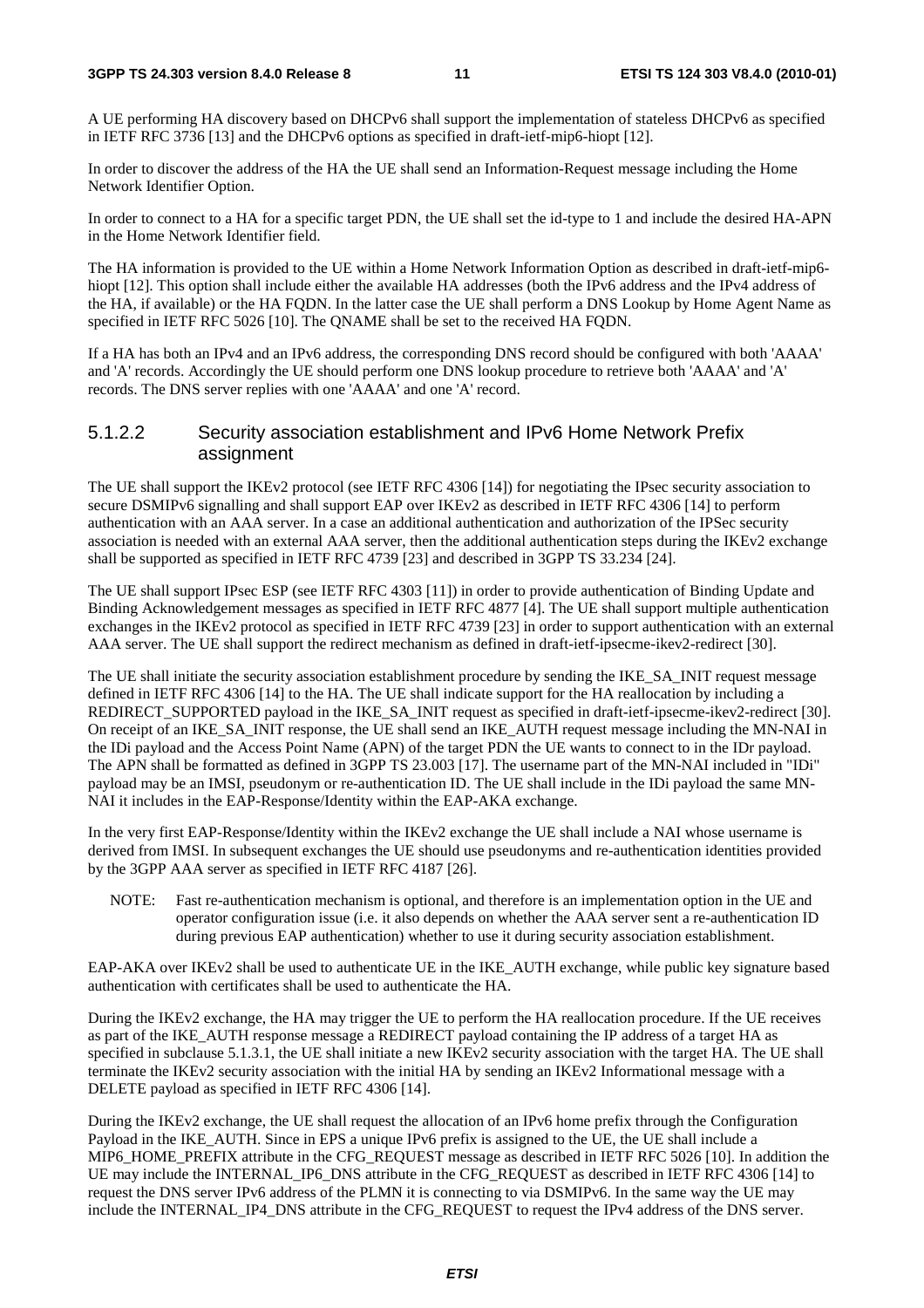A UE performing HA discovery based on DHCPv6 shall support the implementation of stateless DHCPv6 as specified in IETF RFC 3736 [13] and the DHCPv6 options as specified in draft-ietf-mip6-hiopt [12].

In order to discover the address of the HA the UE shall send an Information-Request message including the Home Network Identifier Option.

In order to connect to a HA for a specific target PDN, the UE shall set the id-type to 1 and include the desired HA-APN in the Home Network Identifier field.

The HA information is provided to the UE within a Home Network Information Option as described in draft-ietf-mip6-hiopt [12]. This option shall include either the available HA addresses (both the IPv6 address and the IPv4 address of the HA, if available) or the HA FQDN. In the latter case the UE shall perform a DNS Lookup by Home Agent Name as specified in IETF RFC 5026 [10]. The QNAME shall be set to the received HA FQDN.

If a HA has both an IPv4 and an IPv6 address, the corresponding DNS record should be configured with both 'AAAA' and 'A' records. Accordingly the UE should perform one DNS lookup procedure to retrieve both 'AAAA' and 'A' records. The DNS server replies with one 'AAAA' and one 'A' record.

#### 5.1.2.2 Security association establishment and IPv6 Home Network Prefix assignment

The UE shall support the IKEv2 protocol (see IETF RFC 4306 [14]) for negotiating the IPsec security association to secure DSMIPv6 signalling and shall support EAP over IKEv2 as described in IETF RFC 4306 [14] to perform authentication with an AAA server. In a case an additional authentication and authorization of the IPSec security association is needed with an external AAA server, then the additional authentication steps during the IKEv2 exchange shall be supported as specified in IETF RFC 4739 [23] and described in 3GPP TS 33.234 [24].

The UE shall support IPsec ESP (see IETF RFC 4303 [11]) in order to provide authentication of Binding Update and Binding Acknowledgement messages as specified in IETF RFC 4877 [4]. The UE shall support multiple authentication exchanges in the IKEv2 protocol as specified in IETF RFC 4739 [23] in order to support authentication with an external AAA server. The UE shall support the redirect mechanism as defined in draft-ietf-ipsecme-ikev2-redirect [30].

The UE shall initiate the security association establishment procedure by sending the IKE_SA_INIT request message defined in IETF RFC 4306 [14] to the HA. The UE shall indicate support for the HA reallocation by including a REDIRECT_SUPPORTED payload in the IKE_SA_INIT request as specified in draft-ietf-ipsecme-ikev2-redirect [30]. On receipt of an IKE_SA_INIT response, the UE shall send an IKE_AUTH request message including the MN-NAI in the IDi payload and the Access Point Name (APN) of the target PDN the UE wants to connect to in the IDr payload. The APN shall be formatted as defined in 3GPP TS 23.003 [17]. The username part of the MN-NAI included in "IDi" payload may be an IMSI, pseudonym or re-authentication ID. The UE shall include in the IDi payload the same MN-NAI it includes in the EAP-Response/Identity within the EAP-AKA exchange.

In the very first EAP-Response/Identity within the IKEv2 exchange the UE shall include a NAI whose username is derived from IMSI. In subsequent exchanges the UE should use pseudonyms and re-authentication identities provided by the 3GPP AAA server as specified in IETF RFC 4187 [26].

NOTE: Fast re-authentication mechanism is optional, and therefore is an implementation option in the UE and operator configuration issue (i.e. it also depends on whether the AAA server sent a re-authentication ID during previous EAP authentication) whether to use it during security association establishment.

EAP-AKA over IKEv2 shall be used to authenticate UE in the IKE_AUTH exchange, while public key signature based authentication with certificates shall be used to authenticate the HA.

During the IKEv2 exchange, the HA may trigger the UE to perform the HA reallocation procedure. If the UE receives as part of the IKE_AUTH response message a REDIRECT payload containing the IP address of a target HA as specified in subclause 5.1.3.1, the UE shall initiate a new IKEv2 security association with the target HA. The UE shall terminate the IKEv2 security association with the initial HA by sending an IKEv2 Informational message with a DELETE payload as specified in IETF RFC 4306 [14].

During the IKEv2 exchange, the UE shall request the allocation of an IPv6 home prefix through the Configuration Payload in the IKE_AUTH. Since in EPS a unique IPv6 prefix is assigned to the UE, the UE shall include a MIP6_HOME_PREFIX attribute in the CFG_REQUEST message as described in IETF RFC 5026 [10]. In addition the UE may include the INTERNAL_IP6_DNS attribute in the CFG_REQUEST as described in IETF RFC 4306 [14] to request the DNS server IPv6 address of the PLMN it is connecting to via DSMIPv6. In the same way the UE may include the INTERNAL_IP4_DNS attribute in the CFG_REQUEST to request the IPv4 address of the DNS server.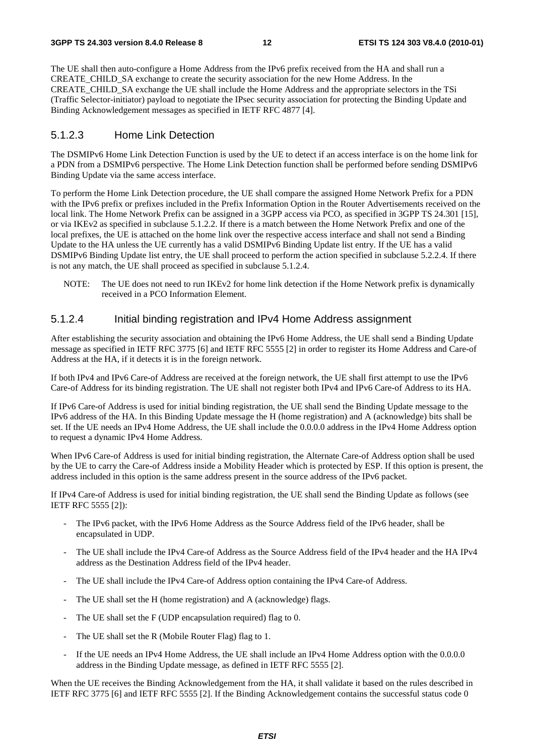The UE shall then auto-configure a Home Address from the IPv6 prefix received from the HA and shall run a CREATE_CHILD_SA exchange to create the security association for the new Home Address. In the CREATE_CHILD_SA exchange the UE shall include the Home Address and the appropriate selectors in the TSi (Traffic Selector-initiator) payload to negotiate the IPsec security association for protecting the Binding Update and Binding Acknowledgement messages as specified in IETF RFC 4877 [4].

### 5.1.2.3 Home Link Detection

The DSMIPv6 Home Link Detection Function is used by the UE to detect if an access interface is on the home link for a PDN from a DSMIPv6 perspective. The Home Link Detection function shall be performed before sending DSMIPv6 Binding Update via the same access interface.

To perform the Home Link Detection procedure, the UE shall compare the assigned Home Network Prefix for a PDN with the IPv6 prefix or prefixes included in the Prefix Information Option in the Router Advertisements received on the local link. The Home Network Prefix can be assigned in a 3GPP access via PCO, as specified in 3GPP TS 24.301 [15], or via IKEv2 as specified in subclause 5.1.2.2. If there is a match between the Home Network Prefix and one of the local prefixes, the UE is attached on the home link over the respective access interface and shall not send a Binding Update to the HA unless the UE currently has a valid DSMIPv6 Binding Update list entry. If the UE has a valid DSMIPv6 Binding Update list entry, the UE shall proceed to perform the action specified in subclause 5.2.2.4. If there is not any match, the UE shall proceed as specified in subclause 5.1.2.4.

NOTE: The UE does not need to run IKEv2 for home link detection if the Home Network prefix is dynamically received in a PCO Information Element.

### 5.1.2.4 Initial binding registration and IPv4 Home Address assignment

After establishing the security association and obtaining the IPv6 Home Address, the UE shall send a Binding Update message as specified in IETF RFC 3775 [6] and IETF RFC 5555 [2] in order to register its Home Address and Care-of Address at the HA, if it detects it is in the foreign network.

If both IPv4 and IPv6 Care-of Address are received at the foreign network, the UE shall first attempt to use the IPv6 Care-of Address for its binding registration. The UE shall not register both IPv4 and IPv6 Care-of Address to its HA.

If IPv6 Care-of Address is used for initial binding registration, the UE shall send the Binding Update message to the IPv6 address of the HA. In this Binding Update message the H (home registration) and A (acknowledge) bits shall be set. If the UE needs an IPv4 Home Address, the UE shall include the 0.0.0.0 address in the IPv4 Home Address option to request a dynamic IPv4 Home Address.

When IPv6 Care-of Address is used for initial binding registration, the Alternate Care-of Address option shall be used by the UE to carry the Care-of Address inside a Mobility Header which is protected by ESP. If this option is present, the address included in this option is the same address present in the source address of the IPv6 packet.

If IPv4 Care-of Address is used for initial binding registration, the UE shall send the Binding Update as follows (see IETF RFC 5555 [2]):

- The IPv6 packet, with the IPv6 Home Address as the Source Address field of the IPv6 header, shall be encapsulated in UDP.
- The UE shall include the IPv4 Care-of Address as the Source Address field of the IPv4 header and the HA IPv4 address as the Destination Address field of the IPv4 header.
- The UE shall include the IPv4 Care-of Address option containing the IPv4 Care-of Address.
- The UE shall set the H (home registration) and A (acknowledge) flags.
- The UE shall set the F (UDP encapsulation required) flag to 0.
- The UE shall set the R (Mobile Router Flag) flag to 1.
- If the UE needs an IPv4 Home Address, the UE shall include an IPv4 Home Address option with the 0.0.0.0 address in the Binding Update message, as defined in IETF RFC 5555 [2].

When the UE receives the Binding Acknowledgement from the HA, it shall validate it based on the rules described in IETF RFC 3775 [6] and IETF RFC 5555 [2]. If the Binding Acknowledgement contains the successful status code 0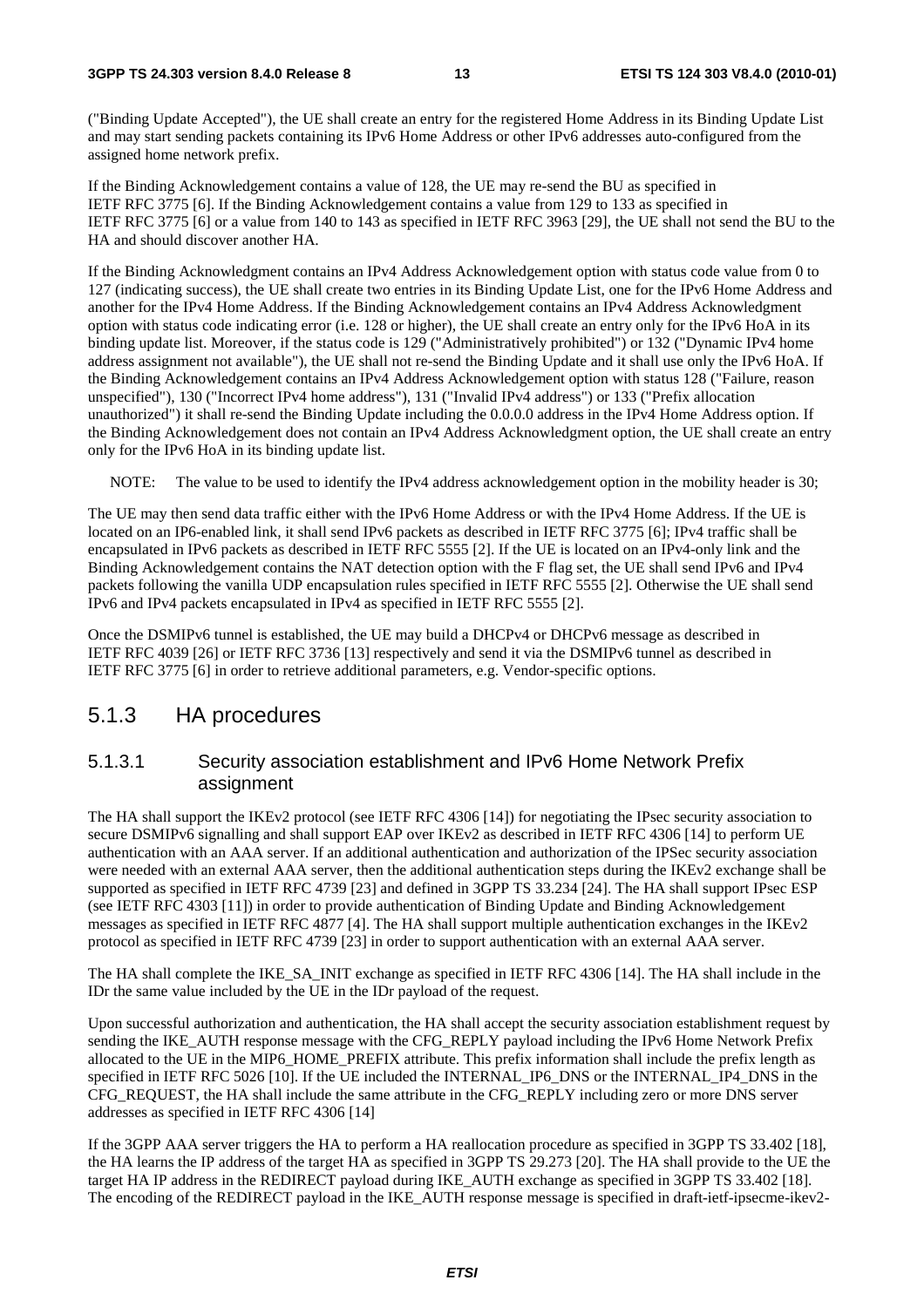("Binding Update Accepted"), the UE shall create an entry for the registered Home Address in its Binding Update List and may start sending packets containing its IPv6 Home Address or other IPv6 addresses auto-configured from the assigned home network prefix.

If the Binding Acknowledgement contains a value of 128, the UE may re-send the BU as specified in IETF RFC 3775 [6]. If the Binding Acknowledgement contains a value from 129 to 133 as specified in IETF RFC 3775 [6] or a value from 140 to 143 as specified in IETF RFC 3963 [29], the UE shall not send the BU to the HA and should discover another HA.

If the Binding Acknowledgment contains an IPv4 Address Acknowledgement option with status code value from 0 to 127 (indicating success), the UE shall create two entries in its Binding Update List, one for the IPv6 Home Address and another for the IPv4 Home Address. If the Binding Acknowledgement contains an IPv4 Address Acknowledgment option with status code indicating error (i.e. 128 or higher), the UE shall create an entry only for the IPv6 HoA in its binding update list. Moreover, if the status code is 129 ("Administratively prohibited") or 132 ("Dynamic IPv4 home address assignment not available"), the UE shall not re-send the Binding Update and it shall use only the IPv6 HoA. If the Binding Acknowledgement contains an IPv4 Address Acknowledgement option with status 128 ("Failure, reason unspecified"), 130 ("Incorrect IPv4 home address"), 131 ("Invalid IPv4 address") or 133 ("Prefix allocation unauthorized") it shall re-send the Binding Update including the 0.0.0.0 address in the IPv4 Home Address option. If the Binding Acknowledgement does not contain an IPv4 Address Acknowledgment option, the UE shall create an entry only for the IPv6 HoA in its binding update list.

NOTE: The value to be used to identify the IPv4 address acknowledgement option in the mobility header is 30;

The UE may then send data traffic either with the IPv6 Home Address or with the IPv4 Home Address. If the UE is located on an IP6-enabled link, it shall send IPv6 packets as described in IETF RFC 3775 [6]; IPv4 traffic shall be encapsulated in IPv6 packets as described in IETF RFC 5555 [2]. If the UE is located on an IPv4-only link and the Binding Acknowledgement contains the NAT detection option with the F flag set, the UE shall send IPv6 and IPv4 packets following the vanilla UDP encapsulation rules specified in IETF RFC 5555 [2]. Otherwise the UE shall send IPv6 and IPv4 packets encapsulated in IPv4 as specified in IETF RFC 5555 [2].

Once the DSMIPv6 tunnel is established, the UE may build a DHCPv4 or DHCPv6 message as described in IETF RFC 4039 [26] or IETF RFC 3736 [13] respectively and send it via the DSMIPv6 tunnel as described in IETF RFC 3775 [6] in order to retrieve additional parameters, e.g. Vendor-specific options.

## 5.1.3 HA procedures

### 5.1.3.1 Security association establishment and IPv6 Home Network Prefix assignment

The HA shall support the IKEv2 protocol (see IETF RFC 4306 [14]) for negotiating the IPsec security association to secure DSMIPv6 signalling and shall support EAP over IKEv2 as described in IETF RFC 4306 [14] to perform UE authentication with an AAA server. If an additional authentication and authorization of the IPSec security association were needed with an external AAA server, then the additional authentication steps during the IKEv2 exchange shall be supported as specified in IETF RFC 4739 [23] and defined in 3GPP TS 33.234 [24]. The HA shall support IPsec ESP (see IETF RFC 4303 [11]) in order to provide authentication of Binding Update and Binding Acknowledgement messages as specified in IETF RFC 4877 [4]. The HA shall support multiple authentication exchanges in the IKEv2 protocol as specified in IETF RFC 4739 [23] in order to support authentication with an external AAA server.

The HA shall complete the IKE_SA_INIT exchange as specified in IETF RFC 4306 [14]. The HA shall include in the IDr the same value included by the UE in the IDr payload of the request.

Upon successful authorization and authentication, the HA shall accept the security association establishment request by sending the IKE_AUTH response message with the CFG_REPLY payload including the IPv6 Home Network Prefix allocated to the UE in the MIP6_HOME_PREFIX attribute. This prefix information shall include the prefix length as specified in IETF RFC 5026 [10]. If the UE included the INTERNAL_IP6_DNS or the INTERNAL_IP4_DNS in the CFG_REQUEST, the HA shall include the same attribute in the CFG_REPLY including zero or more DNS server addresses as specified in IETF RFC 4306 [14]

If the 3GPP AAA server triggers the HA to perform a HA reallocation procedure as specified in 3GPP TS 33.402 [18], the HA learns the IP address of the target HA as specified in 3GPP TS 29.273 [20]. The HA shall provide to the UE the target HA IP address in the REDIRECT payload during IKE_AUTH exchange as specified in 3GPP TS 33.402 [18]. The encoding of the REDIRECT payload in the IKE_AUTH response message is specified in draft-ietf-ipsecme-ikev2-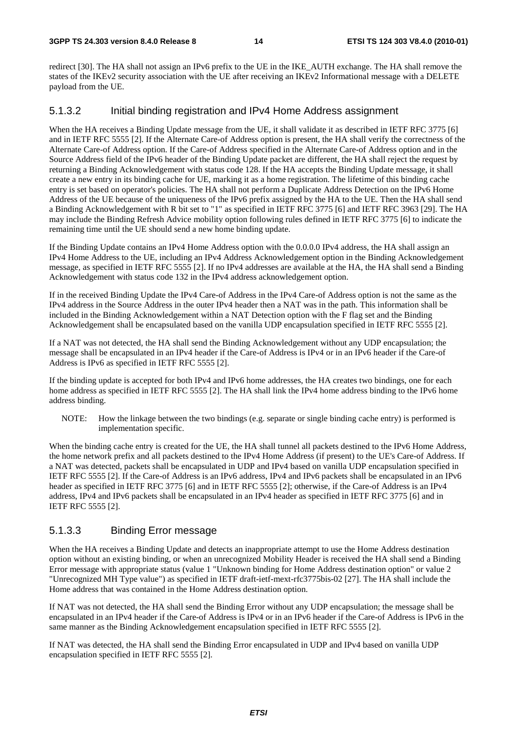redirect [30]. The HA shall not assign an IPv6 prefix to the UE in the IKE_AUTH exchange. The HA shall remove the states of the IKEv2 security association with the UE after receiving an IKEv2 Informational message with a DELETE payload from the UE.

### 5.1.3.2 Initial binding registration and IPv4 Home Address assignment

When the HA receives a Binding Update message from the UE, it shall validate it as described in IETF RFC 3775 [6] and in IETF RFC 5555 [2]. If the Alternate Care-of Address option is present, the HA shall verify the correctness of the Alternate Care-of Address option. If the Care-of Address specified in the Alternate Care-of Address option and in the Source Address field of the IPv6 header of the Binding Update packet are different, the HA shall reject the request by returning a Binding Acknowledgement with status code 128. If the HA accepts the Binding Update message, it shall create a new entry in its binding cache for UE, marking it as a home registration. The lifetime of this binding cache entry is set based on operator's policies. The HA shall not perform a Duplicate Address Detection on the IPv6 Home Address of the UE because of the uniqueness of the IPv6 prefix assigned by the HA to the UE. Then the HA shall send a Binding Acknowledgement with R bit set to "1" as specified in IETF RFC 3775 [6] and IETF RFC 3963 [29]. The HA may include the Binding Refresh Advice mobility option following rules defined in IETF RFC 3775 [6] to indicate the remaining time until the UE should send a new home binding update.

If the Binding Update contains an IPv4 Home Address option with the 0.0.0.0 IPv4 address, the HA shall assign an IPv4 Home Address to the UE, including an IPv4 Address Acknowledgement option in the Binding Acknowledgement message, as specified in IETF RFC 5555 [2]. If no IPv4 addresses are available at the HA, the HA shall send a Binding Acknowledgement with status code 132 in the IPv4 address acknowledgement option.

If in the received Binding Update the IPv4 Care-of Address in the IPv4 Care-of Address option is not the same as the IPv4 address in the Source Address in the outer IPv4 header then a NAT was in the path. This information shall be included in the Binding Acknowledgement within a NAT Detection option with the F flag set and the Binding Acknowledgement shall be encapsulated based on the vanilla UDP encapsulation specified in IETF RFC 5555 [2].

If a NAT was not detected, the HA shall send the Binding Acknowledgement without any UDP encapsulation; the message shall be encapsulated in an IPv4 header if the Care-of Address is IPv4 or in an IPv6 header if the Care-of Address is IPv6 as specified in IETF RFC 5555 [2].

If the binding update is accepted for both IPv4 and IPv6 home addresses, the HA creates two bindings, one for each home address as specified in IETF RFC 5555 [2]. The HA shall link the IPv4 home address binding to the IPv6 home address binding.

NOTE: How the linkage between the two bindings (e.g. separate or single binding cache entry) is performed is implementation specific.

When the binding cache entry is created for the UE, the HA shall tunnel all packets destined to the IPv6 Home Address, the home network prefix and all packets destined to the IPv4 Home Address (if present) to the UE's Care-of Address. If a NAT was detected, packets shall be encapsulated in UDP and IPv4 based on vanilla UDP encapsulation specified in IETF RFC 5555 [2]. If the Care-of Address is an IPv6 address, IPv4 and IPv6 packets shall be encapsulated in an IPv6 header as specified in IETF RFC 3775 [6] and in IETF RFC 5555 [2]; otherwise, if the Care-of Address is an IPv4 address, IPv4 and IPv6 packets shall be encapsulated in an IPv4 header as specified in IETF RFC 3775 [6] and in IETF RFC 5555 [2].

### 5.1.3.3 Binding Error message

When the HA receives a Binding Update and detects an inappropriate attempt to use the Home Address destination option without an existing binding, or when an unrecognized Mobility Header is received the HA shall send a Binding Error message with appropriate status (value 1 "Unknown binding for Home Address destination option" or value 2 "Unrecognized MH Type value") as specified in IETF draft-ietf-mext-rfc3775bis-02 [27]. The HA shall include the Home address that was contained in the Home Address destination option.

If NAT was not detected, the HA shall send the Binding Error without any UDP encapsulation; the message shall be encapsulated in an IPv4 header if the Care-of Address is IPv4 or in an IPv6 header if the Care-of Address is IPv6 in the same manner as the Binding Acknowledgement encapsulation specified in IETF RFC 5555 [2].

If NAT was detected, the HA shall send the Binding Error encapsulated in UDP and IPv4 based on vanilla UDP encapsulation specified in IETF RFC 5555 [2].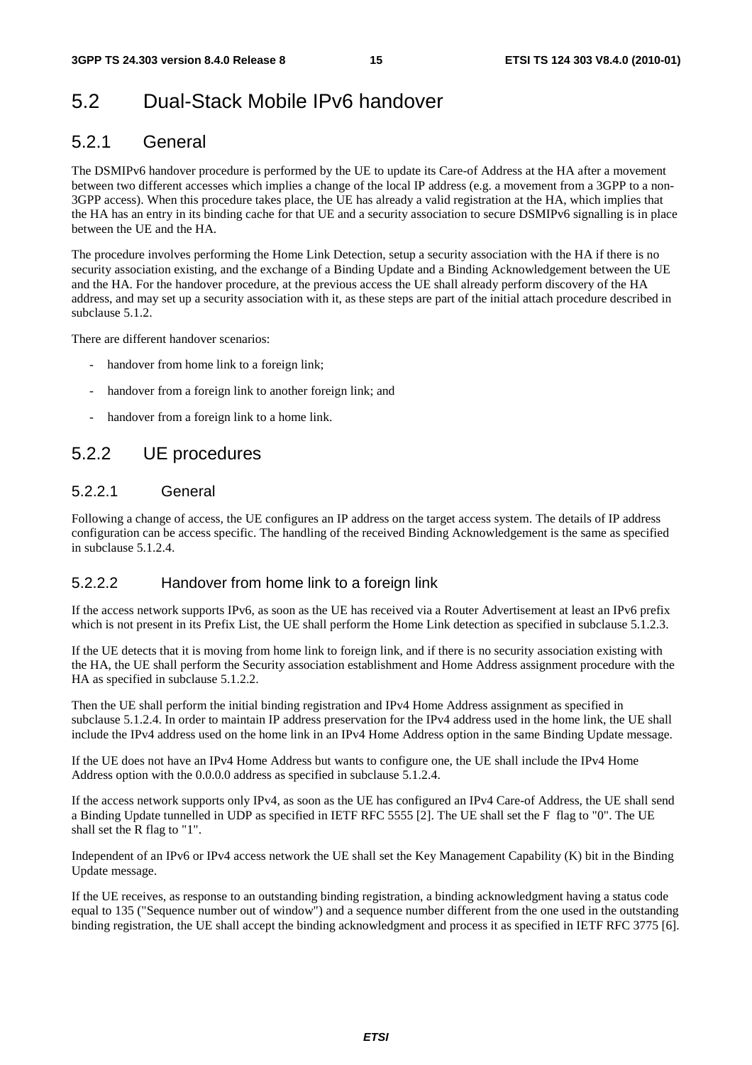## 5.2 Dual-Stack Mobile IPv6 handover

### 5.2.1 General

The DSMIPv6 handover procedure is performed by the UE to update its Care-of Address at the HA after a movement between two different accesses which implies a change of the local IP address (e.g. a movement from a 3GPP to a non-3GPP access). When this procedure takes place, the UE has already a valid registration at the HA, which implies that the HA has an entry in its binding cache for that UE and a security association to secure DSMIPv6 signalling is in place between the UE and the HA.

The procedure involves performing the Home Link Detection, setup a security association with the HA if there is no security association existing, and the exchange of a Binding Update and a Binding Acknowledgement between the UE and the HA. For the handover procedure, at the previous access the UE shall already perform discovery of the HA address, and may set up a security association with it, as these steps are part of the initial attach procedure described in subclause 5.1.2.

There are different handover scenarios:

- handover from home link to a foreign link;
- handover from a foreign link to another foreign link; and
- handover from a foreign link to a home link.

### 5.2.2 UE procedures

#### 5.2.2.1 General

Following a change of access, the UE configures an IP address on the target access system. The details of IP address configuration can be access specific. The handling of the received Binding Acknowledgement is the same as specified in subclause 5.1.2.4.

#### 5.2.2.2 Handover from home link to a foreign link

If the access network supports IPv6, as soon as the UE has received via a Router Advertisement at least an IPv6 prefix which is not present in its Prefix List, the UE shall perform the Home Link detection as specified in subclause 5.1.2.3.

If the UE detects that it is moving from home link to foreign link, and if there is no security association existing with the HA, the UE shall perform the Security association establishment and Home Address assignment procedure with the HA as specified in subclause 5.1.2.2.

Then the UE shall perform the initial binding registration and IPv4 Home Address assignment as specified in subclause 5.1.2.4. In order to maintain IP address preservation for the IPv4 address used in the home link, the UE shall include the IPv4 address used on the home link in an IPv4 Home Address option in the same Binding Update message.

If the UE does not have an IPv4 Home Address but wants to configure one, the UE shall include the IPv4 Home Address option with the 0.0.0.0 address as specified in subclause 5.1.2.4.

If the access network supports only IPv4, as soon as the UE has configured an IPv4 Care-of Address, the UE shall send a Binding Update tunnelled in UDP as specified in IETF RFC 5555 [2]. The UE shall set the F flag to "0". The UE shall set the R flag to "1".

Independent of an IPv6 or IPv4 access network the UE shall set the Key Management Capability (K) bit in the Binding Update message.

If the UE receives, as response to an outstanding binding registration, a binding acknowledgment having a status code equal to 135 ("Sequence number out of window") and a sequence number different from the one used in the outstanding binding registration, the UE shall accept the binding acknowledgment and process it as specified in IETF RFC 3775 [6].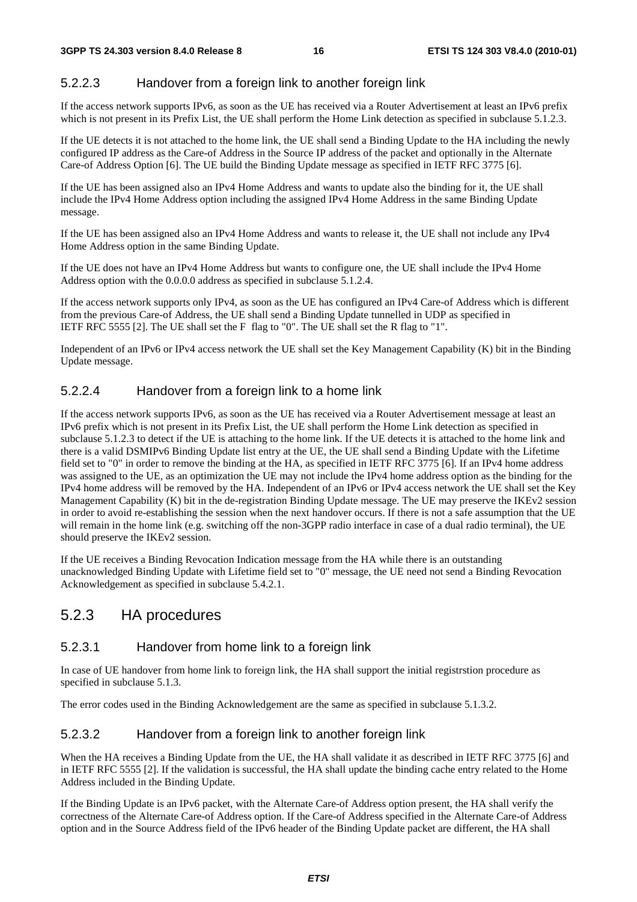#### 5.2.2.3 Handover from a foreign link to another foreign link

If the access network supports IPv6, as soon as the UE has received via a Router Advertisement at least an IPv6 prefix which is not present in its Prefix List, the UE shall perform the Home Link detection as specified in subclause 5.1.2.3.

If the UE detects it is not attached to the home link, the UE shall send a Binding Update to the HA including the newly configured IP address as the Care-of Address in the Source IP address of the packet and optionally in the Alternate Care-of Address Option [6]. The UE build the Binding Update message as specified in IETF RFC 3775 [6].

If the UE has been assigned also an IPv4 Home Address and wants to update also the binding for it, the UE shall include the IPv4 Home Address option including the assigned IPv4 Home Address in the same Binding Update message.

If the UE has been assigned also an IPv4 Home Address and wants to release it, the UE shall not include any IPv4 Home Address option in the same Binding Update.

If the UE does not have an IPv4 Home Address but wants to configure one, the UE shall include the IPv4 Home Address option with the 0.0.0.0 address as specified in subclause 5.1.2.4.

If the access network supports only IPv4, as soon as the UE has configured an IPv4 Care-of Address which is different from the previous Care-of Address, the UE shall send a Binding Update tunnelled in UDP as specified in IETF RFC 5555 [2]. The UE shall set the F flag to "0". The UE shall set the R flag to "1".

Independent of an IPv6 or IPv4 access network the UE shall set the Key Management Capability (K) bit in the Binding Update message.

#### 5.2.2.4 Handover from a foreign link to a home link

If the access network supports IPv6, as soon as the UE has received via a Router Advertisement message at least an IPv6 prefix which is not present in its Prefix List, the UE shall perform the Home Link detection as specified in subclause 5.1.2.3 to detect if the UE is attaching to the home link. If the UE detects it is attached to the home link and there is a valid DSMIPv6 Binding Update list entry at the UE, the UE shall send a Binding Update with the Lifetime field set to "0" in order to remove the binding at the HA, as specified in IETF RFC 3775 [6]. If an IPv4 home address was assigned to the UE, as an optimization the UE may not include the IPv4 home address option as the binding for the IPv4 home address will be removed by the HA. Independent of an IPv6 or IPv4 access network the UE shall set the Key Management Capability (K) bit in the de-registration Binding Update message. The UE may preserve the IKEv2 session in order to avoid re-establishing the session when the next handover occurs. If there is not a safe assumption that the UE will remain in the home link (e.g. switching off the non-3GPP radio interface in case of a dual radio terminal), the UE should preserve the IKEv2 session.

If the UE receives a Binding Revocation Indication message from the HA while there is an outstanding unacknowledged Binding Update with Lifetime field set to "0" message, the UE need not send a Binding Revocation Acknowledgement as specified in subclause 5.4.2.1.

### 5.2.3 HA procedures

#### 5.2.3.1 Handover from home link to a foreign link

In case of UE handover from home link to foreign link, the HA shall support the initial registrstion procedure as specified in subclause 5.1.3.

The error codes used in the Binding Acknowledgement are the same as specified in subclause 5.1.3.2.

#### 5.2.3.2 Handover from a foreign link to another foreign link

When the HA receives a Binding Update from the UE, the HA shall validate it as described in IETF RFC 3775 [6] and in IETF RFC 5555 [2]. If the validation is successful, the HA shall update the binding cache entry related to the Home Address included in the Binding Update.

If the Binding Update is an IPv6 packet, with the Alternate Care-of Address option present, the HA shall verify the correctness of the Alternate Care-of Address option. If the Care-of Address specified in the Alternate Care-of Address option and in the Source Address field of the IPv6 header of the Binding Update packet are different, the HA shall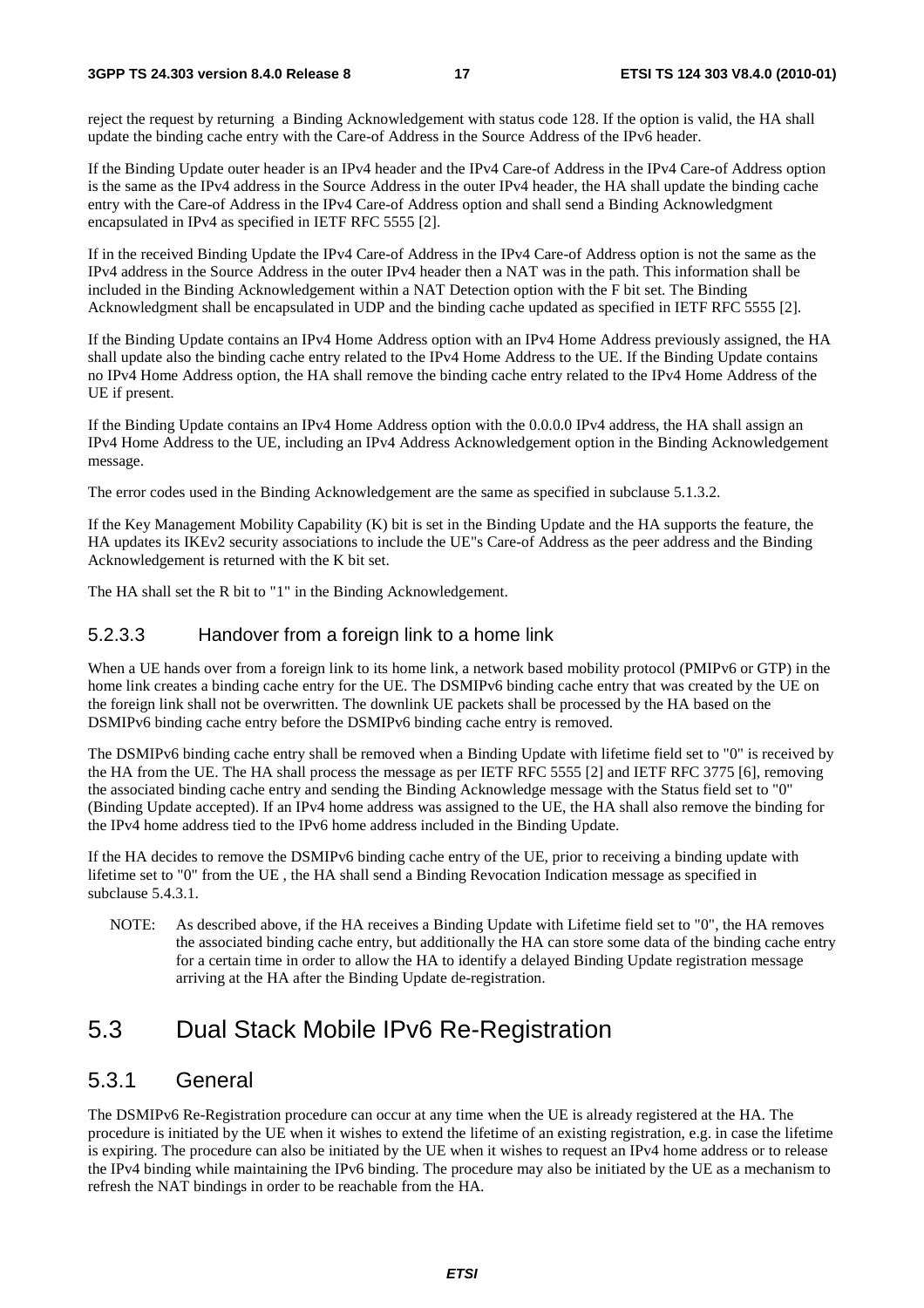reject the request by returning a Binding Acknowledgement with status code 128. If the option is valid, the HA shall update the binding cache entry with the Care-of Address in the Source Address of the IPv6 header.

If the Binding Update outer header is an IPv4 header and the IPv4 Care-of Address in the IPv4 Care-of Address option is the same as the IPv4 address in the Source Address in the outer IPv4 header, the HA shall update the binding cache entry with the Care-of Address in the IPv4 Care-of Address option and shall send a Binding Acknowledgment encapsulated in IPv4 as specified in IETF RFC 5555 [2].

If in the received Binding Update the IPv4 Care-of Address in the IPv4 Care-of Address option is not the same as the IPv4 address in the Source Address in the outer IPv4 header then a NAT was in the path. This information shall be included in the Binding Acknowledgement within a NAT Detection option with the F bit set. The Binding Acknowledgment shall be encapsulated in UDP and the binding cache updated as specified in IETF RFC 5555 [2].

If the Binding Update contains an IPv4 Home Address option with an IPv4 Home Address previously assigned, the HA shall update also the binding cache entry related to the IPv4 Home Address to the UE. If the Binding Update contains no IPv4 Home Address option, the HA shall remove the binding cache entry related to the IPv4 Home Address of the UE if present.

If the Binding Update contains an IPv4 Home Address option with the 0.0.0.0 IPv4 address, the HA shall assign an IPv4 Home Address to the UE, including an IPv4 Address Acknowledgement option in the Binding Acknowledgement message.

The error codes used in the Binding Acknowledgement are the same as specified in subclause 5.1.3.2.

If the Key Management Mobility Capability (K) bit is set in the Binding Update and the HA supports the feature, the HA updates its IKEv2 security associations to include the UE"s Care-of Address as the peer address and the Binding Acknowledgement is returned with the K bit set.

The HA shall set the R bit to "1" in the Binding Acknowledgement.

#### 5.2.3.3 Handover from a foreign link to a home link

When a UE hands over from a foreign link to its home link, a network based mobility protocol (PMIPv6 or GTP) in the home link creates a binding cache entry for the UE. The DSMIPv6 binding cache entry that was created by the UE on the foreign link shall not be overwritten. The downlink UE packets shall be processed by the HA based on the DSMIPv6 binding cache entry before the DSMIPv6 binding cache entry is removed.

The DSMIPv6 binding cache entry shall be removed when a Binding Update with lifetime field set to "0" is received by the HA from the UE. The HA shall process the message as per IETF RFC 5555 [2] and IETF RFC 3775 [6], removing the associated binding cache entry and sending the Binding Acknowledge message with the Status field set to "0" (Binding Update accepted). If an IPv4 home address was assigned to the UE, the HA shall also remove the binding for the IPv4 home address tied to the IPv6 home address included in the Binding Update.

If the HA decides to remove the DSMIPv6 binding cache entry of the UE, prior to receiving a binding update with lifetime set to "0" from the UE , the HA shall send a Binding Revocation Indication message as specified in subclause 5.4.3.1.

NOTE: As described above, if the HA receives a Binding Update with Lifetime field set to "0", the HA removes the associated binding cache entry, but additionally the HA can store some data of the binding cache entry for a certain time in order to allow the HA to identify a delayed Binding Update registration message arriving at the HA after the Binding Update de-registration.

## 5.3 Dual Stack Mobile IPv6 Re-Registration

### 5.3.1 General

The DSMIPv6 Re-Registration procedure can occur at any time when the UE is already registered at the HA. The procedure is initiated by the UE when it wishes to extend the lifetime of an existing registration, e.g. in case the lifetime is expiring. The procedure can also be initiated by the UE when it wishes to request an IPv4 home address or to release the IPv4 binding while maintaining the IPv6 binding. The procedure may also be initiated by the UE as a mechanism to refresh the NAT bindings in order to be reachable from the HA.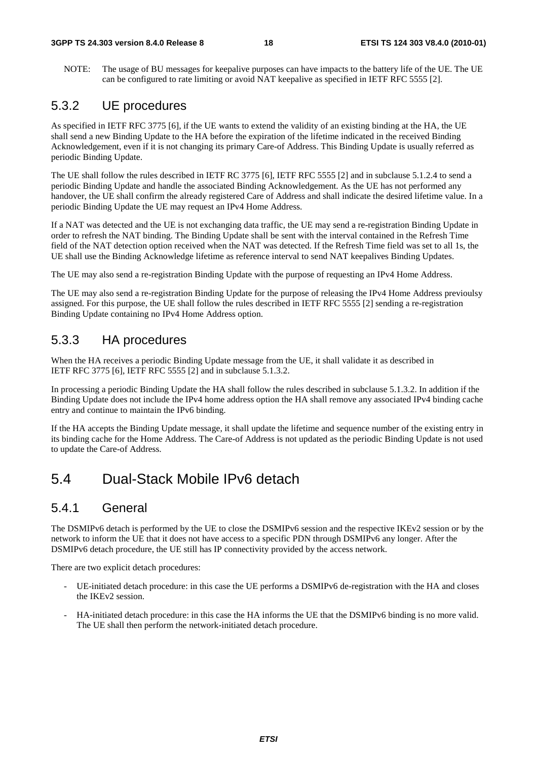NOTE: The usage of BU messages for keepalive purposes can have impacts to the battery life of the UE. The UE can be configured to rate limiting or avoid NAT keepalive as specified in IETF RFC 5555 [2].

### 5.3.2 UE procedures

As specified in IETF RFC 3775 [6], if the UE wants to extend the validity of an existing binding at the HA, the UE shall send a new Binding Update to the HA before the expiration of the lifetime indicated in the received Binding Acknowledgement, even if it is not changing its primary Care-of Address. This Binding Update is usually referred as periodic Binding Update.

The UE shall follow the rules described in IETF RC 3775 [6], IETF RFC 5555 [2] and in subclause 5.1.2.4 to send a periodic Binding Update and handle the associated Binding Acknowledgement. As the UE has not performed any handover, the UE shall confirm the already registered Care of Address and shall indicate the desired lifetime value. In a periodic Binding Update the UE may request an IPv4 Home Address.

If a NAT was detected and the UE is not exchanging data traffic, the UE may send a re-registration Binding Update in order to refresh the NAT binding. The Binding Update shall be sent with the interval contained in the Refresh Time field of the NAT detection option received when the NAT was detected. If the Refresh Time field was set to all 1s, the UE shall use the Binding Acknowledge lifetime as reference interval to send NAT keepalives Binding Updates.

The UE may also send a re-registration Binding Update with the purpose of requesting an IPv4 Home Address.

The UE may also send a re-registration Binding Update for the purpose of releasing the IPv4 Home Address previoulsy assigned. For this purpose, the UE shall follow the rules described in IETF RFC 5555 [2] sending a re-registration Binding Update containing no IPv4 Home Address option.

### 5.3.3 HA procedures

When the HA receives a periodic Binding Update message from the UE, it shall validate it as described in IETF RFC 3775 [6], IETF RFC 5555 [2] and in subclause 5.1.3.2.

In processing a periodic Binding Update the HA shall follow the rules described in subclause 5.1.3.2. In addition if the Binding Update does not include the IPv4 home address option the HA shall remove any associated IPv4 binding cache entry and continue to maintain the IPv6 binding.

If the HA accepts the Binding Update message, it shall update the lifetime and sequence number of the existing entry in its binding cache for the Home Address. The Care-of Address is not updated as the periodic Binding Update is not used to update the Care-of Address.

## 5.4 Dual-Stack Mobile IPv6 detach

### 5.4.1 General

The DSMIPv6 detach is performed by the UE to close the DSMIPv6 session and the respective IKEv2 session or by the network to inform the UE that it does not have access to a specific PDN through DSMIPv6 any longer. After the DSMIPv6 detach procedure, the UE still has IP connectivity provided by the access network.

There are two explicit detach procedures:

- UE-initiated detach procedure: in this case the UE performs a DSMIPv6 de-registration with the HA and closes the IKEv2 session.
- HA-initiated detach procedure: in this case the HA informs the UE that the DSMIPv6 binding is no more valid. The UE shall then perform the network-initiated detach procedure.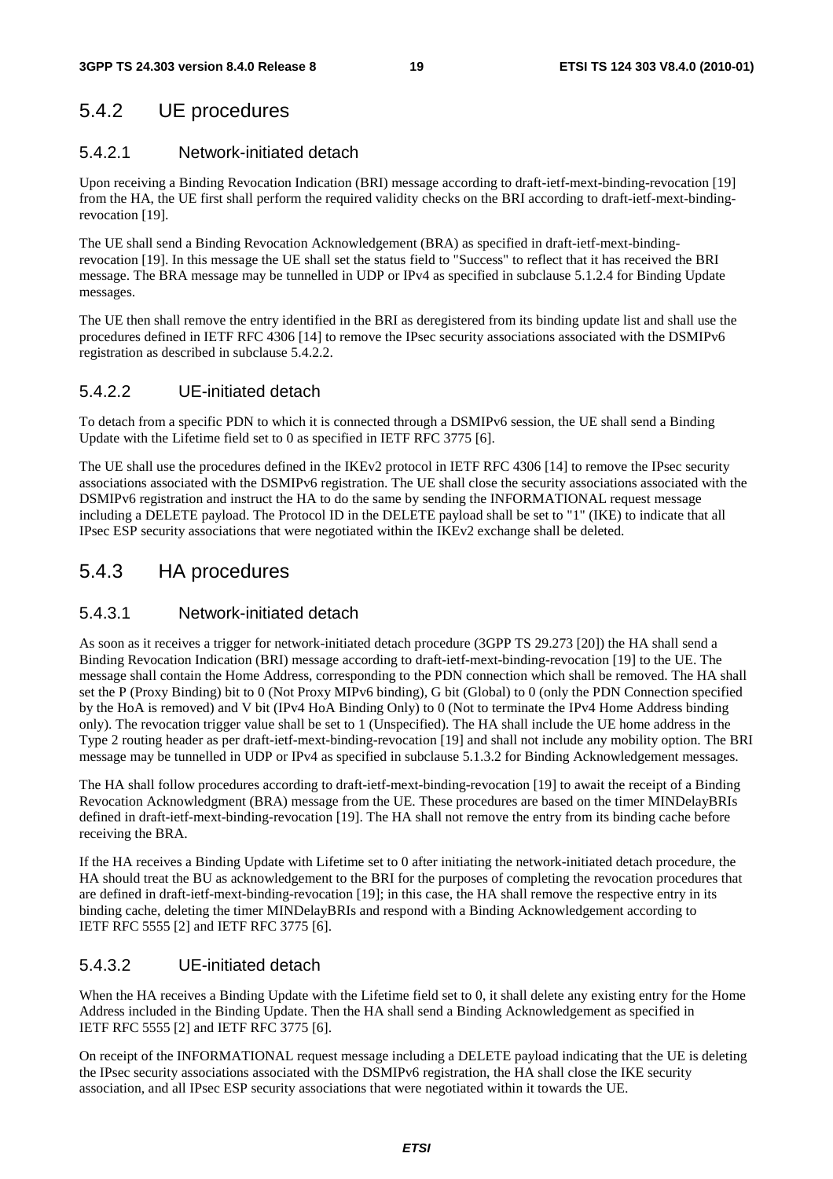## 5.4.2 UE procedures

### 5.4.2.1 Network-initiated detach

Upon receiving a Binding Revocation Indication (BRI) message according to draft-ietf-mext-binding-revocation [19] from the HA, the UE first shall perform the required validity checks on the BRI according to draft-ietf-mext-binding-revocation [19].

The UE shall send a Binding Revocation Acknowledgement (BRA) as specified in draft-ietf-mext-binding-revocation [19]. In this message the UE shall set the status field to "Success" to reflect that it has received the BRI message. The BRA message may be tunnelled in UDP or IPv4 as specified in subclause 5.1.2.4 for Binding Update messages.

The UE then shall remove the entry identified in the BRI as deregistered from its binding update list and shall use the procedures defined in IETF RFC 4306 [14] to remove the IPsec security associations associated with the DSMIPv6 registration as described in subclause 5.4.2.2.

### 5.4.2.2 UE-initiated detach

To detach from a specific PDN to which it is connected through a DSMIPv6 session, the UE shall send a Binding Update with the Lifetime field set to 0 as specified in IETF RFC 3775 [6].

The UE shall use the procedures defined in the IKEv2 protocol in IETF RFC 4306 [14] to remove the IPsec security associations associated with the DSMIPv6 registration. The UE shall close the security associations associated with the DSMIPv6 registration and instruct the HA to do the same by sending the INFORMATIONAL request message including a DELETE payload. The Protocol ID in the DELETE payload shall be set to "1" (IKE) to indicate that all IPsec ESP security associations that were negotiated within the IKEv2 exchange shall be deleted.

## 5.4.3 HA procedures

### 5.4.3.1 Network-initiated detach

As soon as it receives a trigger for network-initiated detach procedure (3GPP TS 29.273 [20]) the HA shall send a Binding Revocation Indication (BRI) message according to draft-ietf-mext-binding-revocation [19] to the UE. The message shall contain the Home Address, corresponding to the PDN connection which shall be removed. The HA shall set the P (Proxy Binding) bit to 0 (Not Proxy MIPv6 binding), G bit (Global) to 0 (only the PDN Connection specified by the HoA is removed) and V bit (IPv4 HoA Binding Only) to 0 (Not to terminate the IPv4 Home Address binding only). The revocation trigger value shall be set to 1 (Unspecified). The HA shall include the UE home address in the Type 2 routing header as per draft-ietf-mext-binding-revocation [19] and shall not include any mobility option. The BRI message may be tunnelled in UDP or IPv4 as specified in subclause 5.1.3.2 for Binding Acknowledgement messages.

The HA shall follow procedures according to draft-ietf-mext-binding-revocation [19] to await the receipt of a Binding Revocation Acknowledgment (BRA) message from the UE. These procedures are based on the timer MINDelayBRIs defined in draft-ietf-mext-binding-revocation [19]. The HA shall not remove the entry from its binding cache before receiving the BRA.

If the HA receives a Binding Update with Lifetime set to 0 after initiating the network-initiated detach procedure, the HA should treat the BU as acknowledgement to the BRI for the purposes of completing the revocation procedures that are defined in draft-ietf-mext-binding-revocation [19]; in this case, the HA shall remove the respective entry in its binding cache, deleting the timer MINDelayBRIs and respond with a Binding Acknowledgement according to IETF RFC 5555 [2] and IETF RFC 3775 [6].

### 5.4.3.2 UE-initiated detach

When the HA receives a Binding Update with the Lifetime field set to 0, it shall delete any existing entry for the Home Address included in the Binding Update. Then the HA shall send a Binding Acknowledgement as specified in IETF RFC 5555 [2] and IETF RFC 3775 [6].

On receipt of the INFORMATIONAL request message including a DELETE payload indicating that the UE is deleting the IPsec security associations associated with the DSMIPv6 registration, the HA shall close the IKE security association, and all IPsec ESP security associations that were negotiated within it towards the UE.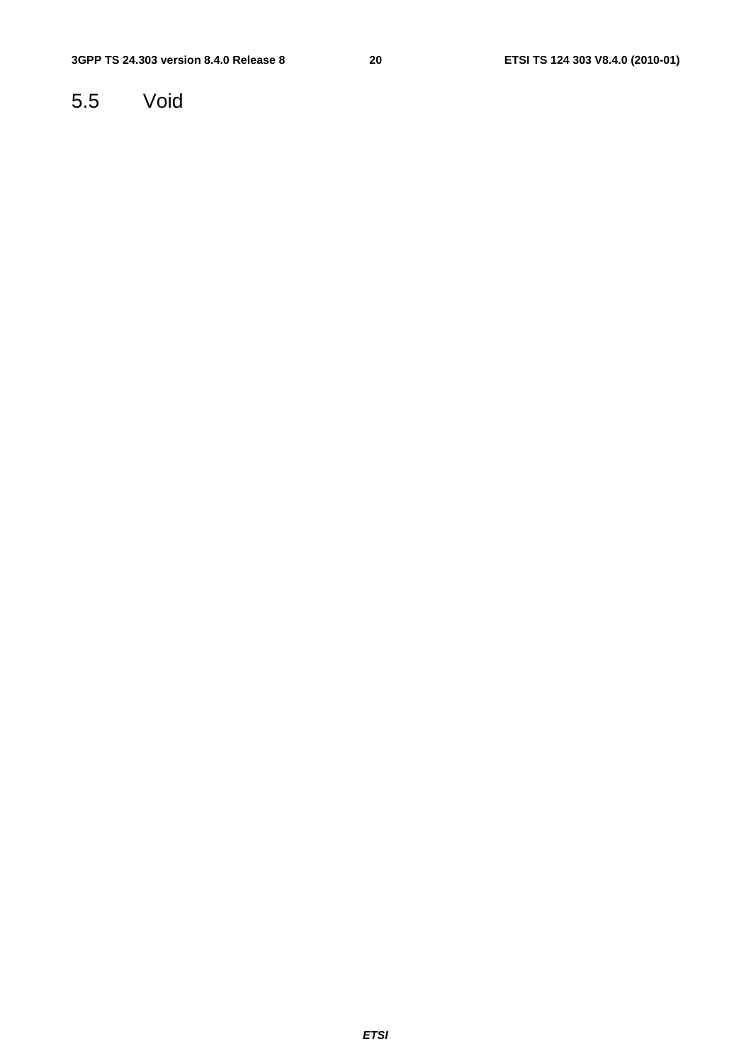## 5.5 Void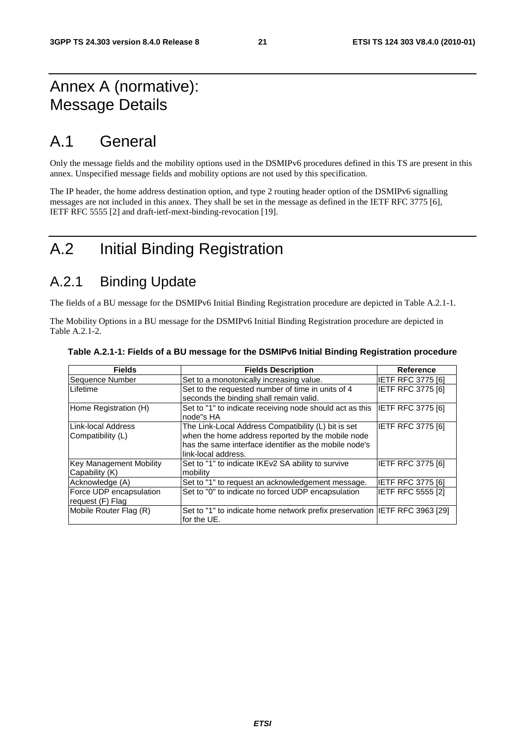# Annex A (normative): Message Details

## A.1 General

Only the message fields and the mobility options used in the DSMIPv6 procedures defined in this TS are present in this annex. Unspecified message fields and mobility options are not used by this specification.

The IP header, the home address destination option, and type 2 routing header option of the DSMIPv6 signalling messages are not included in this annex. They shall be set in the message as defined in the IETF RFC 3775 [6], IETF RFC 5555 [2] and draft-ietf-mext-binding-revocation [19].

## A.2 Initial Binding Registration

### A.2.1 Binding Update

The fields of a BU message for the DSMIPv6 Initial Binding Registration procedure are depicted in Table A.2.1-1.

The Mobility Options in a BU message for the DSMIPv6 Initial Binding Registration procedure are depicted in Table A.2.1-2.

**Table A.2.1-1: Fields of a BU message for the DSMIPv6 Initial Binding Registration procedure**

| Fields | Fields Description | Reference |
|---|---|---|
| Sequence Number | Set to a monotonically increasing value. | IETF RFC 3775 [6] |
| Lifetime | Set to the requested number of time in units of 4 seconds the binding shall remain valid. | IETF RFC 3775 [6] |
| Home Registration (H) | Set to "1" to indicate receiving node should act as this node"s HA | IETF RFC 3775 [6] |
| Link-local Address Compatibility (L) | The Link-Local Address Compatibility (L) bit is set when the home address reported by the mobile node has the same interface identifier as the mobile node's link-local address. | IETF RFC 3775 [6] |
| Key Management Mobility Capability (K) | Set to "1" to indicate IKEv2 SA ability to survive mobility | IETF RFC 3775 [6] |
| Acknowledge (A) | Set to "1" to request an acknowledgement message. | IETF RFC 3775 [6] |
| Force UDP encapsulation request (F) Flag | Set to "0" to indicate no forced UDP encapsulation | IETF RFC 5555 [2] |
| Mobile Router Flag (R) | Set to "1" to indicate home network prefix preservation for the UE. | IETF RFC 3963 [29] |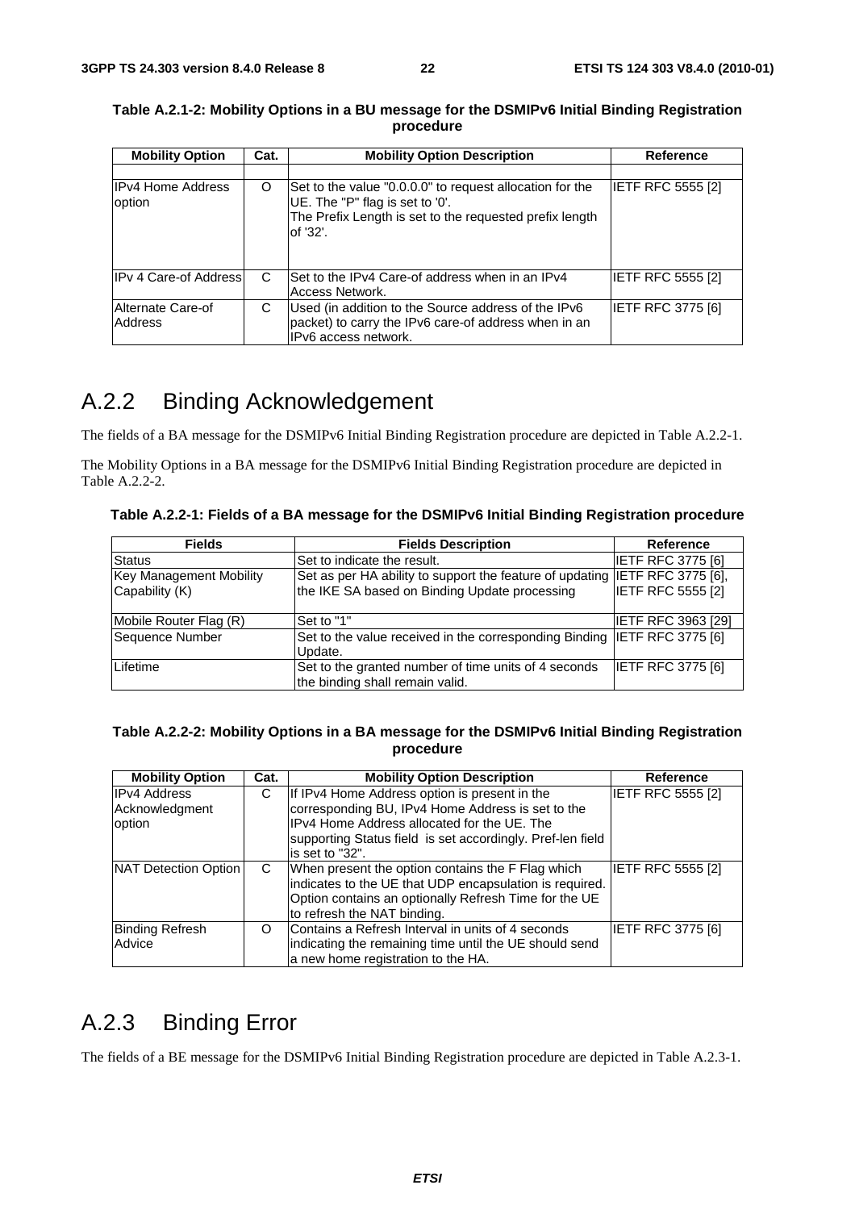**Table A.2.1-2: Mobility Options in a BU message for the DSMIPv6 Initial Binding Registration procedure**

| Mobility Option | Cat. | Mobility Option Description | Reference |
|---|---|---|---|
| | | | |
| IPv4 Home Address option | O | Set to the value "0.0.0.0" to request allocation for the UE. The "P" flag is set to '0'. The Prefix Length is set to the requested prefix length of '32'. | IETF RFC 5555 [2] |
| IPv 4 Care-of Address | C | Set to the IPv4 Care-of address when in an IPv4 Access Network. | IETF RFC 5555 [2] |
| Alternate Care-of Address | C | Used (in addition to the Source address of the IPv6 packet) to carry the IPv6 care-of address when in an IPv6 access network. | IETF RFC 3775 [6] |

# A.2.2 Binding Acknowledgement

The fields of a BA message for the DSMIPv6 Initial Binding Registration procedure are depicted in Table A.2.2-1.

The Mobility Options in a BA message for the DSMIPv6 Initial Binding Registration procedure are depicted in Table A.2.2-2.

**Table A.2.2-1: Fields of a BA message for the DSMIPv6 Initial Binding Registration procedure**

| Fields | Fields Description | Reference |
|---|---|---|
| Status | Set to indicate the result. | IETF RFC 3775 [6] |
| Key Management Mobility Capability (K) | Set as per HA ability to support the feature of updating the IKE SA based on Binding Update processing | IETF RFC 3775 [6], IETF RFC 5555 [2] |
| Mobile Router Flag (R) | Set to "1" | IETF RFC 3963 [29] |
| Sequence Number | Set to the value received in the corresponding Binding Update. | IETF RFC 3775 [6] |
| Lifetime | Set to the granted number of time units of 4 seconds the binding shall remain valid. | IETF RFC 3775 [6] |

**Table A.2.2-2: Mobility Options in a BA message for the DSMIPv6 Initial Binding Registration procedure**

| Mobility Option | Cat. | Mobility Option Description | Reference |
|---|---|---|---|
| IPv4 Address Acknowledgment option | C | If IPv4 Home Address option is present in the corresponding BU, IPv4 Home Address is set to the IPv4 Home Address allocated for the UE. The supporting Status field is set accordingly. Pref-len field is set to "32". | IETF RFC 5555 [2] |
| NAT Detection Option | C | When present the option contains the F Flag which indicates to the UE that UDP encapsulation is required. Option contains an optionally Refresh Time for the UE to refresh the NAT binding. | IETF RFC 5555 [2] |
| Binding Refresh Advice | O | Contains a Refresh Interval in units of 4 seconds indicating the remaining time until the UE should send a new home registration to the HA. | IETF RFC 3775 [6] |

# A.2.3 Binding Error

The fields of a BE message for the DSMIPv6 Initial Binding Registration procedure are depicted in Table A.2.3-1.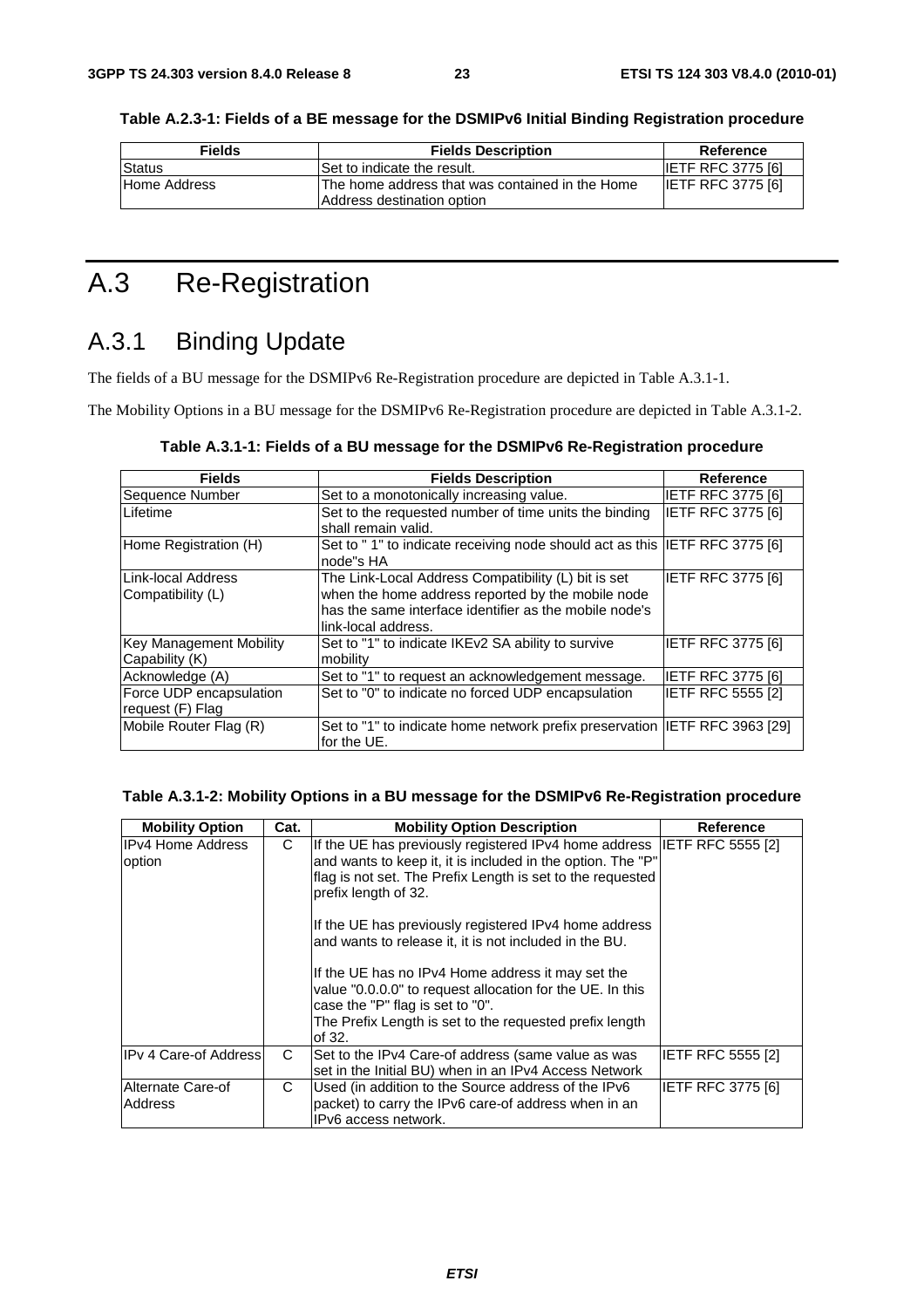**Table A.2.3-1: Fields of a BE message for the DSMIPv6 Initial Binding Registration procedure**

| Fields | Fields Description | Reference |
|---|---|---|
| Status | Set to indicate the result. | IETF RFC 3775 [6] |
| Home Address | The home address that was contained in the Home Address destination option | IETF RFC 3775 [6] |

# A.3 Re-Registration

## A.3.1 Binding Update

The fields of a BU message for the DSMIPv6 Re-Registration procedure are depicted in Table A.3.1-1.

The Mobility Options in a BU message for the DSMIPv6 Re-Registration procedure are depicted in Table A.3.1-2.

**Table A.3.1-1: Fields of a BU message for the DSMIPv6 Re-Registration procedure**

| Fields | Fields Description | Reference |
|---|---|---|
| Sequence Number | Set to a monotonically increasing value. | IETF RFC 3775 [6] |
| Lifetime | Set to the requested number of time units the binding shall remain valid. | IETF RFC 3775 [6] |
| Home Registration (H) | Set to " 1" to indicate receiving node should act as this node"s HA | IETF RFC 3775 [6] |
| Link-local Address Compatibility (L) | The Link-Local Address Compatibility (L) bit is set when the home address reported by the mobile node has the same interface identifier as the mobile node's link-local address. | IETF RFC 3775 [6] |
| Key Management Mobility Capability (K) | Set to "1" to indicate IKEv2 SA ability to survive mobility | IETF RFC 3775 [6] |
| Acknowledge (A) | Set to "1" to request an acknowledgement message. | IETF RFC 3775 [6] |
| Force UDP encapsulation request (F) Flag | Set to "0" to indicate no forced UDP encapsulation | IETF RFC 5555 [2] |
| Mobile Router Flag (R) | Set to "1" to indicate home network prefix preservation for the UE. | IETF RFC 3963 [29] |

**Table A.3.1-2: Mobility Options in a BU message for the DSMIPv6 Re-Registration procedure**

| Mobility Option | Cat. | Mobility Option Description | Reference |
|---|---|---|---|
| IPv4 Home Address option | C | If the UE has previously registered IPv4 home address and wants to keep it, it is included in the option. The "P" flag is not set. The Prefix Length is set to the requested prefix length of 32.<br><br>If the UE has previously registered IPv4 home address and wants to release it, it is not included in the BU.<br><br>If the UE has no IPv4 Home address it may set the value "0.0.0.0" to request allocation for the UE. In this case the "P" flag is set to "0".<br>The Prefix Length is set to the requested prefix length of 32. | IETF RFC 5555 [2] |
| IPv 4 Care-of Address | C | Set to the IPv4 Care-of address (same value as was set in the Initial BU) when in an IPv4 Access Network | IETF RFC 5555 [2] |
| Alternate Care-of Address | C | Used (in addition to the Source address of the IPv6 packet) to carry the IPv6 care-of address when in an IPv6 access network. | IETF RFC 3775 [6] |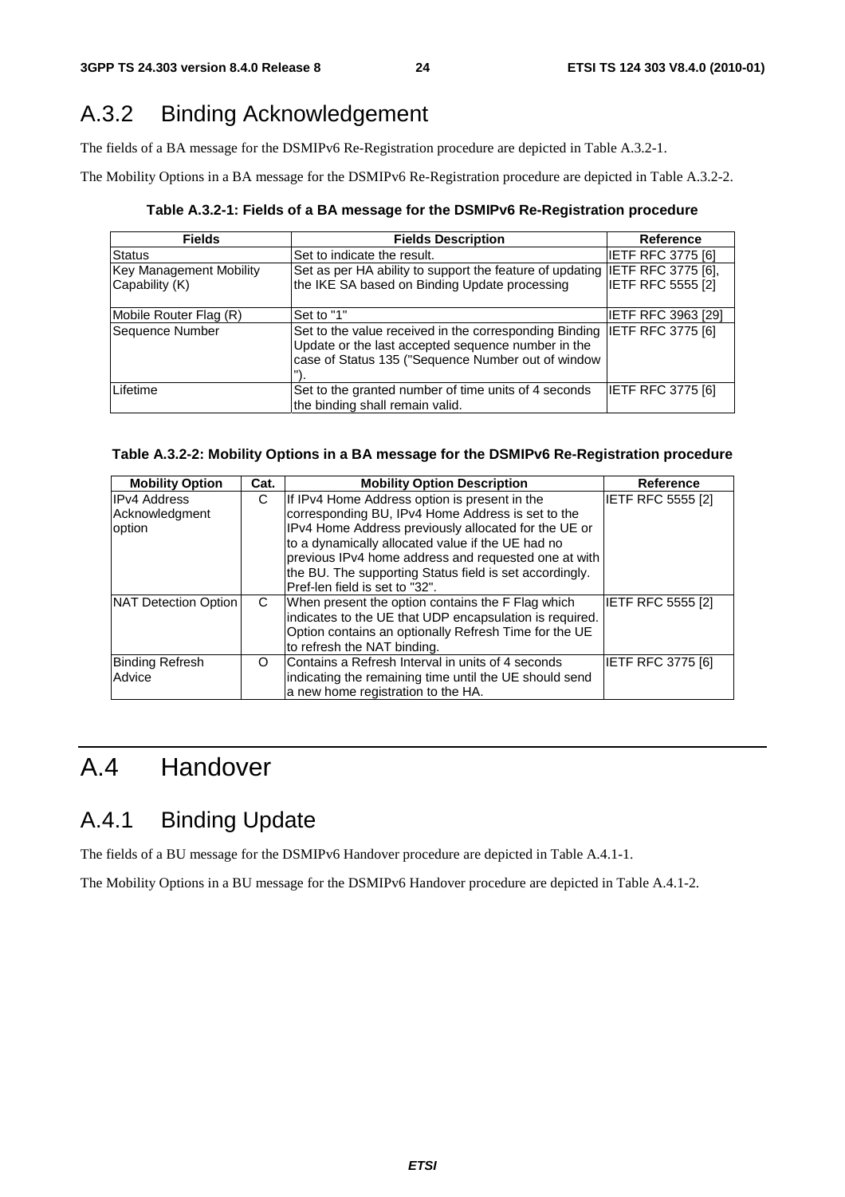## A.3.2 Binding Acknowledgement

The fields of a BA message for the DSMIPv6 Re-Registration procedure are depicted in Table A.3.2-1.

The Mobility Options in a BA message for the DSMIPv6 Re-Registration procedure are depicted in Table A.3.2-2.

**Table A.3.2-1: Fields of a BA message for the DSMIPv6 Re-Registration procedure**

| Fields | Fields Description | Reference |
|---|---|---|
| Status | Set to indicate the result. | IETF RFC 3775 [6] |
| Key Management Mobility Capability (K) | Set as per HA ability to support the feature of updating the IKE SA based on Binding Update processing | IETF RFC 3775 [6], IETF RFC 5555 [2] |
| Mobile Router Flag (R) | Set to "1" | IETF RFC 3963 [29] |
| Sequence Number | Set to the value received in the corresponding Binding Update or the last accepted sequence number in the case of Status 135 ("Sequence Number out of window "). | IETF RFC 3775 [6] |
| Lifetime | Set to the granted number of time units of 4 seconds the binding shall remain valid. | IETF RFC 3775 [6] |

**Table A.3.2-2: Mobility Options in a BA message for the DSMIPv6 Re-Registration procedure**

| Mobility Option | Cat. | Mobility Option Description | Reference |
|---|---|---|---|
| IPv4 Address Acknowledgment option | C | If IPv4 Home Address option is present in the corresponding BU, IPv4 Home Address is set to the IPv4 Home Address previously allocated for the UE or to a dynamically allocated value if the UE had no previous IPv4 home address and requested one at with the BU. The supporting Status field is set accordingly. Pref-len field is set to "32". | IETF RFC 5555 [2] |
| NAT Detection Option | C | When present the option contains the F Flag which indicates to the UE that UDP encapsulation is required. Option contains an optionally Refresh Time for the UE to refresh the NAT binding. | IETF RFC 5555 [2] |
| Binding Refresh Advice | O | Contains a Refresh Interval in units of 4 seconds indicating the remaining time until the UE should send a new home registration to the HA. | IETF RFC 3775 [6] |

# A.4 Handover

## A.4.1 Binding Update

The fields of a BU message for the DSMIPv6 Handover procedure are depicted in Table A.4.1-1.

The Mobility Options in a BU message for the DSMIPv6 Handover procedure are depicted in Table A.4.1-2.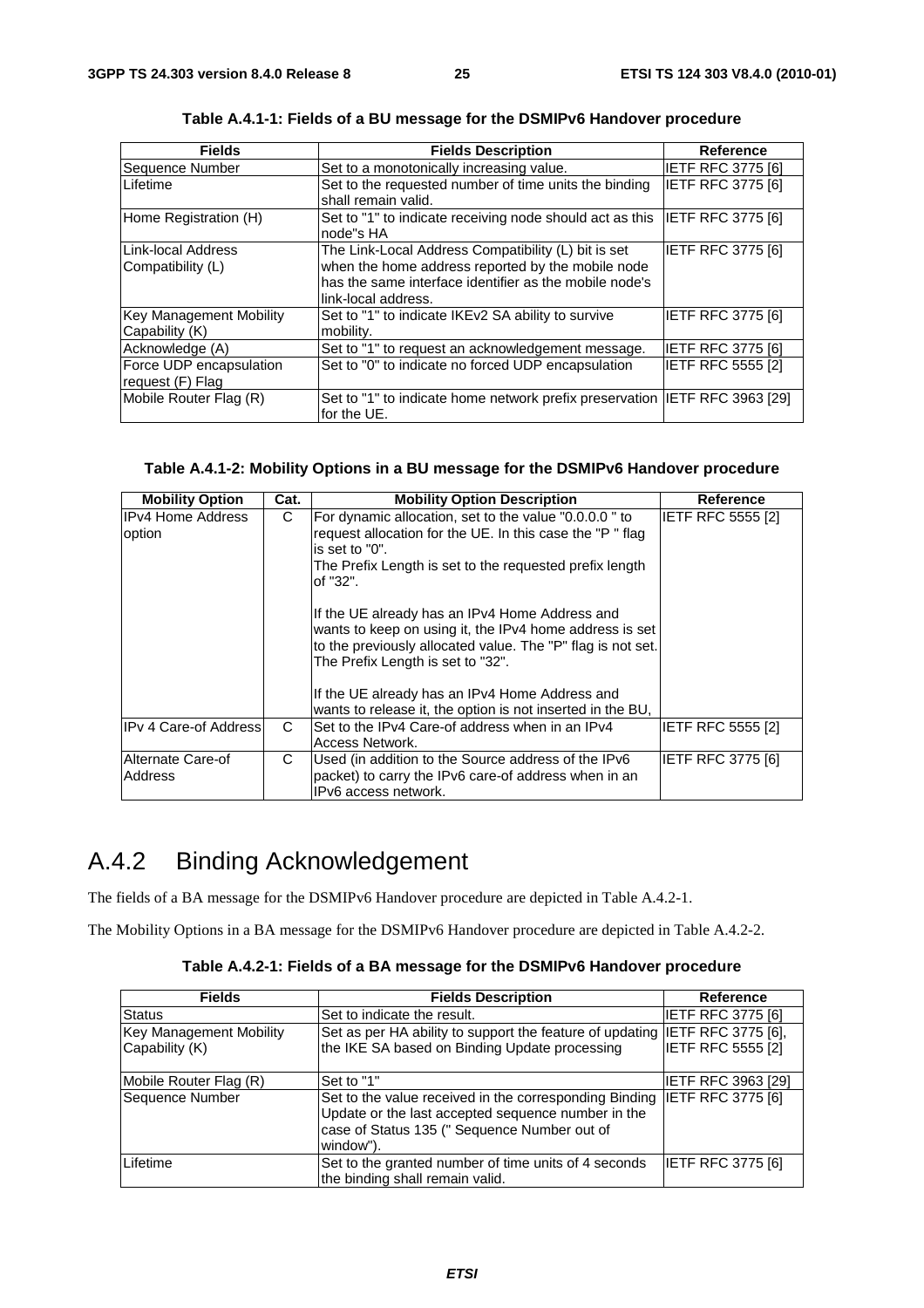**Table A.4.1-1: Fields of a BU message for the DSMIPv6 Handover procedure**

| Fields | Fields Description | Reference |
|---|---|---|
| Sequence Number | Set to a monotonically increasing value. | IETF RFC 3775 [6] |
| Lifetime | Set to the requested number of time units the binding shall remain valid. | IETF RFC 3775 [6] |
| Home Registration (H) | Set to "1" to indicate receiving node should act as this node"s HA | IETF RFC 3775 [6] |
| Link-local Address Compatibility (L) | The Link-Local Address Compatibility (L) bit is set when the home address reported by the mobile node has the same interface identifier as the mobile node's link-local address. | IETF RFC 3775 [6] |
| Key Management Mobility Capability (K) | Set to "1" to indicate IKEv2 SA ability to survive mobility. | IETF RFC 3775 [6] |
| Acknowledge (A) | Set to "1" to request an acknowledgement message. | IETF RFC 3775 [6] |
| Force UDP encapsulation request (F) Flag | Set to "0" to indicate no forced UDP encapsulation | IETF RFC 5555 [2] |
| Mobile Router Flag (R) | Set to "1" to indicate home network prefix preservation for the UE. | IETF RFC 3963 [29] |

**Table A.4.1-2: Mobility Options in a BU message for the DSMIPv6 Handover procedure**

| Mobility Option | Cat. | Mobility Option Description | Reference |
|---|---|---|---|
| IPv4 Home Address option | C | For dynamic allocation, set to the value "0.0.0.0 " to request allocation for the UE. In this case the "P " flag is set to "0". The Prefix Length is set to the requested prefix length of "32". <br><br> If the UE already has an IPv4 Home Address and wants to keep on using it, the IPv4 home address is set to the previously allocated value. The "P" flag is not set. The Prefix Length is set to "32". <br><br> If the UE already has an IPv4 Home Address and wants to release it, the option is not inserted in the BU, | IETF RFC 5555 [2] |
| IPv 4 Care-of Address | C | Set to the IPv4 Care-of address when in an IPv4 Access Network. | IETF RFC 5555 [2] |
| Alternate Care-of Address | C | Used (in addition to the Source address of the IPv6 packet) to carry the IPv6 care-of address when in an IPv6 access network. | IETF RFC 3775 [6] |

## A.4.2 Binding Acknowledgement

The fields of a BA message for the DSMIPv6 Handover procedure are depicted in Table A.4.2-1.

The Mobility Options in a BA message for the DSMIPv6 Handover procedure are depicted in Table A.4.2-2.

**Table A.4.2-1: Fields of a BA message for the DSMIPv6 Handover procedure**

| Fields | Fields Description | Reference |
|---|---|---|
| Status | Set to indicate the result. | IETF RFC 3775 [6] |
| Key Management Mobility Capability (K) | Set as per HA ability to support the feature of updating the IKE SA based on Binding Update processing | IETF RFC 3775 [6], IETF RFC 5555 [2] |
| Mobile Router Flag (R) | Set to "1" | IETF RFC 3963 [29] |
| Sequence Number | Set to the value received in the corresponding Binding Update or the last accepted sequence number in the case of Status 135 (" Sequence Number out of window"). | IETF RFC 3775 [6] |
| Lifetime | Set to the granted number of time units of 4 seconds the binding shall remain valid. | IETF RFC 3775 [6] |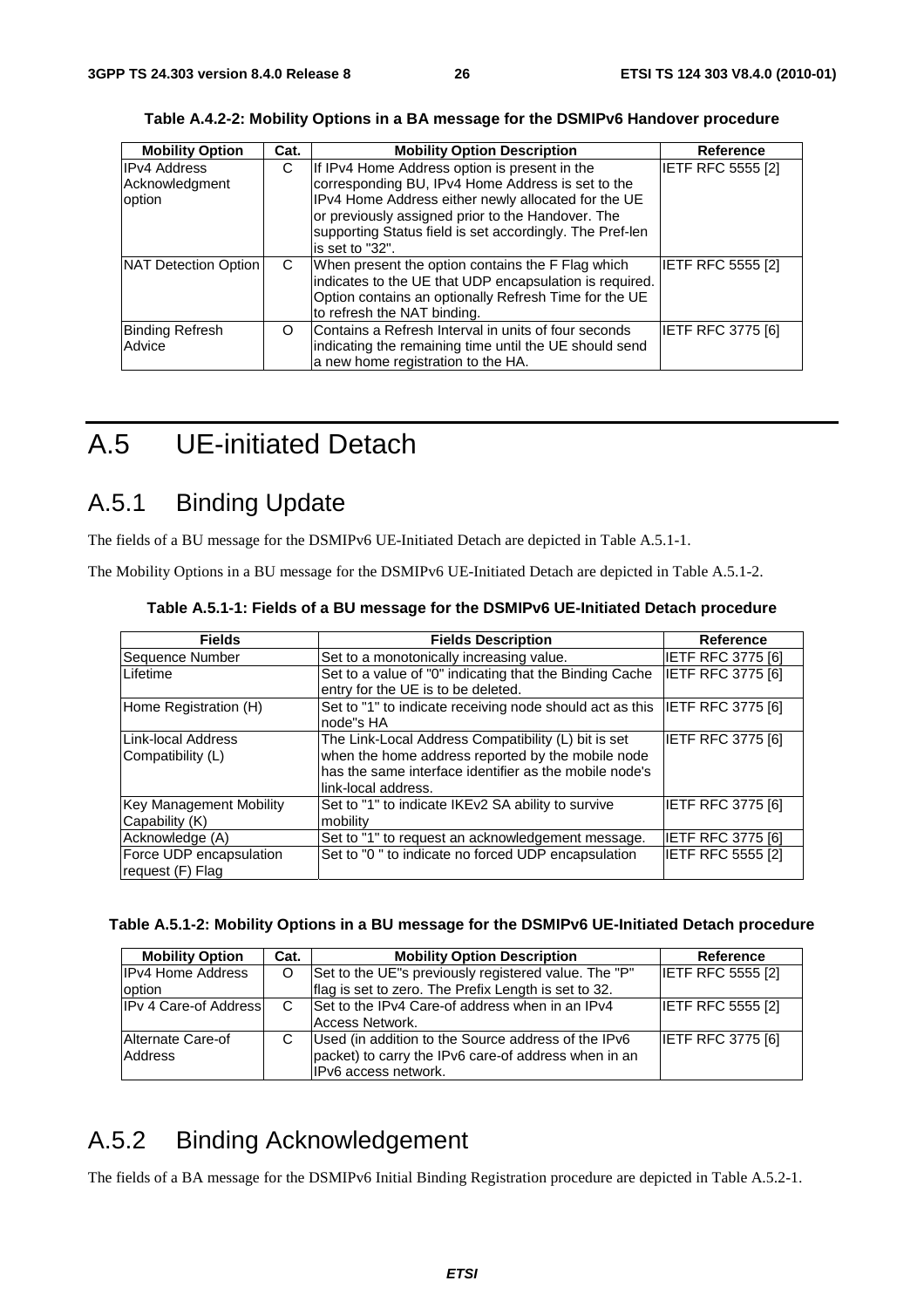**Table A.4.2-2: Mobility Options in a BA message for the DSMIPv6 Handover procedure**

| Mobility Option | Cat. | Mobility Option Description | Reference |
| --- | --- | --- | --- |
| IPv4 Address Acknowledgment option | C | If IPv4 Home Address option is present in the corresponding BU, IPv4 Home Address is set to the IPv4 Home Address either newly allocated for the UE or previously assigned prior to the Handover. The supporting Status field is set accordingly. The Pref-len is set to "32". | IETF RFC 5555 [2] |
| NAT Detection Option | C | When present the option contains the F Flag which indicates to the UE that UDP encapsulation is required. Option contains an optionally Refresh Time for the UE to refresh the NAT binding. | IETF RFC 5555 [2] |
| Binding Refresh Advice | O | Contains a Refresh Interval in units of four seconds indicating the remaining time until the UE should send a new home registration to the HA. | IETF RFC 3775 [6] |

# A.5 UE-initiated Detach

## A.5.1 Binding Update

The fields of a BU message for the DSMIPv6 UE-Initiated Detach are depicted in Table A.5.1-1.

The Mobility Options in a BU message for the DSMIPv6 UE-Initiated Detach are depicted in Table A.5.1-2.

**Table A.5.1-1: Fields of a BU message for the DSMIPv6 UE-Initiated Detach procedure**

| Fields | Fields Description | Reference |
| --- | --- | --- |
| Sequence Number | Set to a monotonically increasing value. | IETF RFC 3775 [6] |
| Lifetime | Set to a value of "0" indicating that the Binding Cache entry for the UE is to be deleted. | IETF RFC 3775 [6] |
| Home Registration (H) | Set to "1" to indicate receiving node should act as this node"s HA | IETF RFC 3775 [6] |
| Link-local Address Compatibility (L) | The Link-Local Address Compatibility (L) bit is set when the home address reported by the mobile node has the same interface identifier as the mobile node's link-local address. | IETF RFC 3775 [6] |
| Key Management Mobility Capability (K) | Set to "1" to indicate IKEv2 SA ability to survive mobility | IETF RFC 3775 [6] |
| Acknowledge (A) | Set to "1" to request an acknowledgement message. | IETF RFC 3775 [6] |
| Force UDP encapsulation request (F) Flag | Set to "0 " to indicate no forced UDP encapsulation | IETF RFC 5555 [2] |

**Table A.5.1-2: Mobility Options in a BU message for the DSMIPv6 UE-Initiated Detach procedure**

| Mobility Option | Cat. | Mobility Option Description | Reference |
| --- | --- | --- | --- |
| IPv4 Home Address option | O | Set to the UE"s previously registered value. The "P" flag is set to zero. The Prefix Length is set to 32. | IETF RFC 5555 [2] |
| IPv 4 Care-of Address | C | Set to the IPv4 Care-of address when in an IPv4 Access Network. | IETF RFC 5555 [2] |
| Alternate Care-of Address | C | Used (in addition to the Source address of the IPv6 packet) to carry the IPv6 care-of address when in an IPv6 access network. | IETF RFC 3775 [6] |

## A.5.2 Binding Acknowledgement

The fields of a BA message for the DSMIPv6 Initial Binding Registration procedure are depicted in Table A.5.2-1.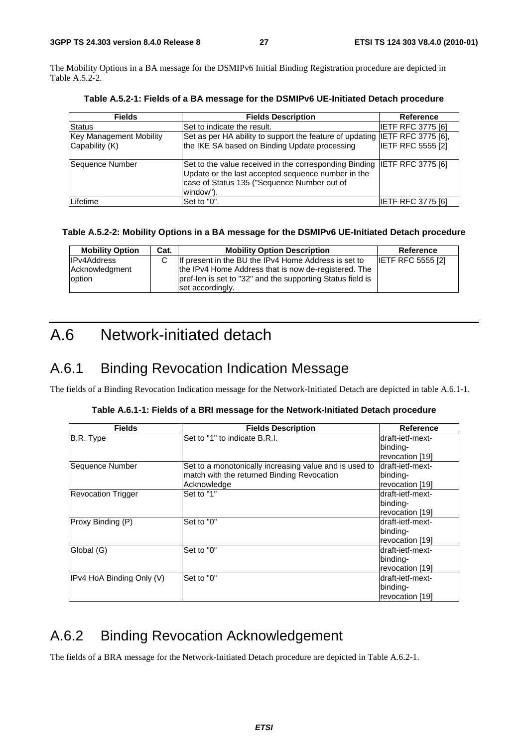The Mobility Options in a BA message for the DSMIPv6 Initial Binding Registration procedure are depicted in Table A.5.2-2.

**Table A.5.2-1: Fields of a BA message for the DSMIPv6 UE-Initiated Detach procedure**

| Fields | Fields Description | Reference |
|---|---|---|
| Status | Set to indicate the result. | IETF RFC 3775 [6] |
| Key Management Mobility Capability (K) | Set as per HA ability to support the feature of updating the IKE SA based on Binding Update processing | IETF RFC 3775 [6], IETF RFC 5555 [2] |
| Sequence Number | Set to the value received in the corresponding Binding Update or the last accepted sequence number in the case of Status 135 ("Sequence Number out of window"). | IETF RFC 3775 [6] |
| Lifetime | Set to "0". | IETF RFC 3775 [6] |

**Table A.5.2-2: Mobility Options in a BA message for the DSMIPv6 UE-Initiated Detach procedure**

| Mobility Option | Cat. | Mobility Option Description | Reference |
|---|---|---|---|
| IPv4Address Acknowledgment option | C | If present in the BU the IPv4 Home Address is set to the IPv4 Home Address that is now de-registered. The pref-len is set to "32" and the supporting Status field is set accordingly. | IETF RFC 5555 [2] |

# A.6 Network-initiated detach

## A.6.1 Binding Revocation Indication Message

The fields of a Binding Revocation Indication message for the Network-Initiated Detach are depicted in table A.6.1-1.

**Table A.6.1-1: Fields of a BRI message for the Network-Initiated Detach procedure**

| Fields | Fields Description | Reference |
|---|---|---|
| B.R. Type | Set to "1" to indicate B.R.I. | draft-ietf-mext-binding-revocation [19] |
| Sequence Number | Set to a monotonically increasing value and is used to match with the returned Binding Revocation Acknowledge | draft-ietf-mext-binding-revocation [19] |
| Revocation Trigger | Set to "1" | draft-ietf-mext-binding-revocation [19] |
| Proxy Binding (P) | Set to "0" | draft-ietf-mext-binding-revocation [19] |
| Global (G) | Set to "0" | draft-ietf-mext-binding-revocation [19] |
| IPv4 HoA Binding Only (V) | Set to "0" | draft-ietf-mext-binding-revocation [19] |

## A.6.2 Binding Revocation Acknowledgement

The fields of a BRA message for the Network-Initiated Detach procedure are depicted in Table A.6.2-1.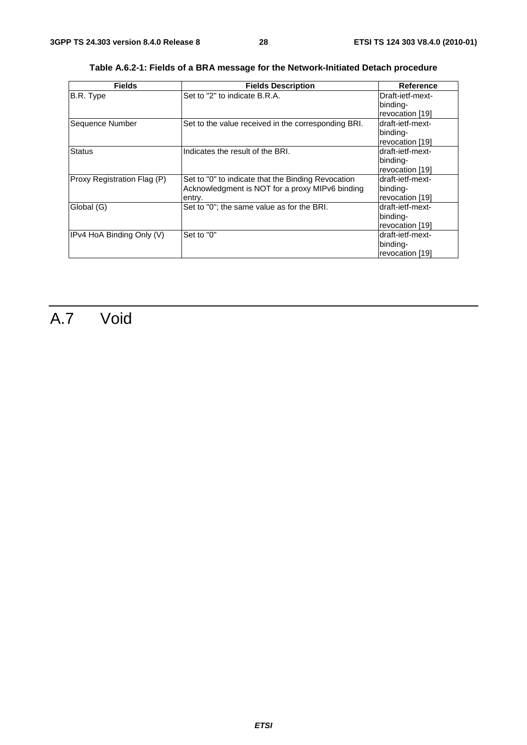**Table A.6.2-1: Fields of a BRA message for the Network-Initiated Detach procedure**

| Fields | Fields Description | Reference |
|---|---|---|
| B.R. Type | Set to "2" to indicate B.R.A. | Draft-ietf-mext-binding-revocation [19] |
| Sequence Number | Set to the value received in the corresponding BRI. | draft-ietf-mext-binding-revocation [19] |
| Status | Indicates the result of the BRI. | draft-ietf-mext-binding-revocation [19] |
| Proxy Registration Flag (P) | Set to "0" to indicate that the Binding Revocation Acknowledgment is NOT for a proxy MIPv6 binding entry. | draft-ietf-mext-binding-revocation [19] |
| Global (G) | Set to "0"; the same value as for the BRI. | draft-ietf-mext-binding-revocation [19] |
| IPv4 HoA Binding Only (V) | Set to "0" | draft-ietf-mext-binding-revocation [19] |

# A.7 Void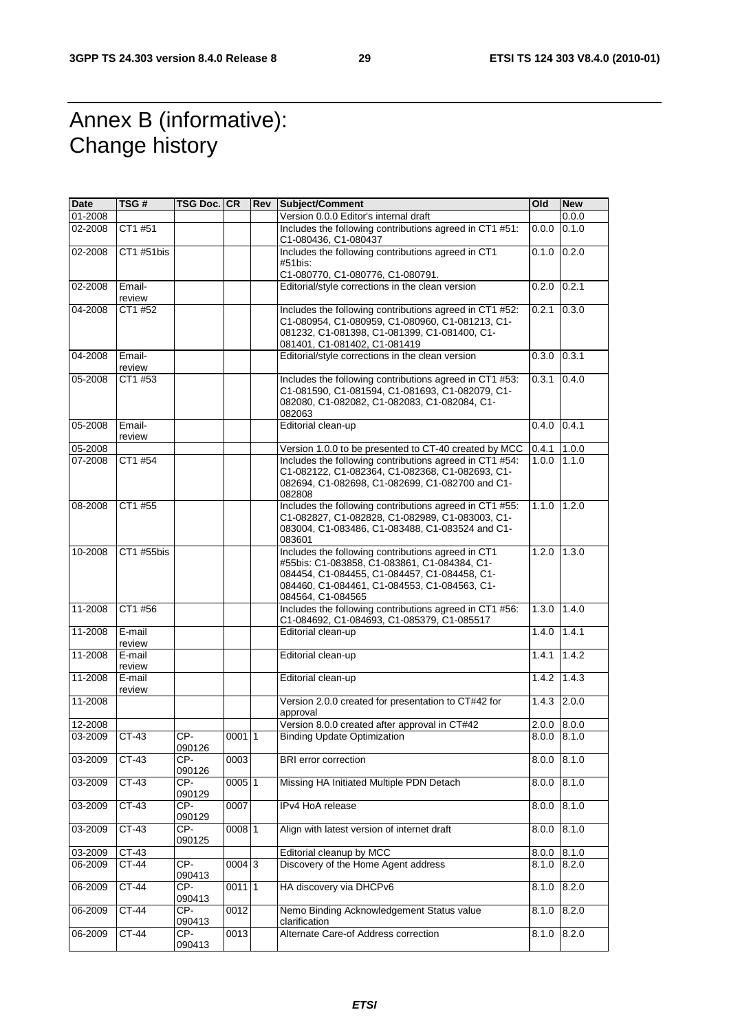# Annex B (informative): Change history

| Date | TSG # | TSG Doc. | CR | Rev | Subject/Comment | Old | New |
|---|---|---|---|---|---|---|---|
| 01-2008 | | | | | Version 0.0.0 Editor's internal draft | | 0.0.0 |
| 02-2008 | CT1 #51 | | | | Includes the following contributions agreed in CT1 #51: C1-080436, C1-080437 | 0.0.0 | 0.1.0 |
| 02-2008 | CT1 #51bis | | | | Includes the following contributions agreed in CT1 #51bis: C1-080770, C1-080776, C1-080791. | 0.1.0 | 0.2.0 |
| 02-2008 | Email-review | | | | Editorial/style corrections in the clean version | 0.2.0 | 0.2.1 |
| 04-2008 | CT1 #52 | | | | Includes the following contributions agreed in CT1 #52: C1-080954, C1-080959, C1-080960, C1-081213, C1-081232, C1-081398, C1-081399, C1-081400, C1-081401, C1-081402, C1-081419 | 0.2.1 | 0.3.0 |
| 04-2008 | Email-review | | | | Editorial/style corrections in the clean version | 0.3.0 | 0.3.1 |
| 05-2008 | CT1 #53 | | | | Includes the following contributions agreed in CT1 #53: C1-081590, C1-081594, C1-081693, C1-082079, C1-082080, C1-082082, C1-082083, C1-082084, C1-082063 | 0.3.1 | 0.4.0 |
| 05-2008 | Email-review | | | | Editorial clean-up | 0.4.0 | 0.4.1 |
| 05-2008 | | | | | Version 1.0.0 to be presented to CT-40 created by MCC | 0.4.1 | 1.0.0 |
| 07-2008 | CT1 #54 | | | | Includes the following contributions agreed in CT1 #54: C1-082122, C1-082364, C1-082368, C1-082693, C1-082694, C1-082698, C1-082699, C1-082700 and C1-082808 | 1.0.0 | 1.1.0 |
| 08-2008 | CT1 #55 | | | | Includes the following contributions agreed in CT1 #55: C1-082827, C1-082828, C1-082989, C1-083003, C1-083004, C1-083486, C1-083488, C1-083524 and C1-083601 | 1.1.0 | 1.2.0 |
| 10-2008 | CT1 #55bis | | | | Includes the following contributions agreed in CT1 #55bis: C1-083858, C1-083861, C1-084384, C1-084454, C1-084455, C1-084457, C1-084458, C1-084460, C1-084461, C1-084553, C1-084563, C1-084564, C1-084565 | 1.2.0 | 1.3.0 |
| 11-2008 | CT1 #56 | | | | Includes the following contributions agreed in CT1 #56: C1-084692, C1-084693, C1-085379, C1-085517 | 1.3.0 | 1.4.0 |
| 11-2008 | E-mail review | | | | Editorial clean-up | 1.4.0 | 1.4.1 |
| 11-2008 | E-mail review | | | | Editorial clean-up | 1.4.1 | 1.4.2 |
| 11-2008 | E-mail review | | | | Editorial clean-up | 1.4.2 | 1.4.3 |
| 11-2008 | | | | | Version 2.0.0 created for presentation to CT#42 for approval | 1.4.3 | 2.0.0 |
| 12-2008 | | | | | Version 8.0.0 created after approval in CT#42 | 2.0.0 | 8.0.0 |
| 03-2009 | CT-43 | CP-090126 | 0001 | 1 | Binding Update Optimization | 8.0.0 | 8.1.0 |
| 03-2009 | CT-43 | CP-090126 | 0003 | | BRI error correction | 8.0.0 | 8.1.0 |
| 03-2009 | CT-43 | CP-090129 | 0005 | 1 | Missing HA Initiated Multiple PDN Detach | 8.0.0 | 8.1.0 |
| 03-2009 | CT-43 | CP-090129 | 0007 | | IPv4 HoA release | 8.0.0 | 8.1.0 |
| 03-2009 | CT-43 | CP-090125 | 0008 | 1 | Align with latest version of internet draft | 8.0.0 | 8.1.0 |
| 03-2009 | CT-43 | | | | Editorial cleanup by MCC | 8.0.0 | 8.1.0 |
| 06-2009 | CT-44 | CP-090413 | 0004 | 3 | Discovery of the Home Agent address | 8.1.0 | 8.2.0 |
| 06-2009 | CT-44 | CP-090413 | 0011 | 1 | HA discovery via DHCPv6 | 8.1.0 | 8.2.0 |
| 06-2009 | CT-44 | CP-090413 | 0012 | | Nemo Binding Acknowledgement Status value clarification | 8.1.0 | 8.2.0 |
| 06-2009 | CT-44 | CP-090413 | 0013 | | Alternate Care-of Address correction | 8.1.0 | 8.2.0 |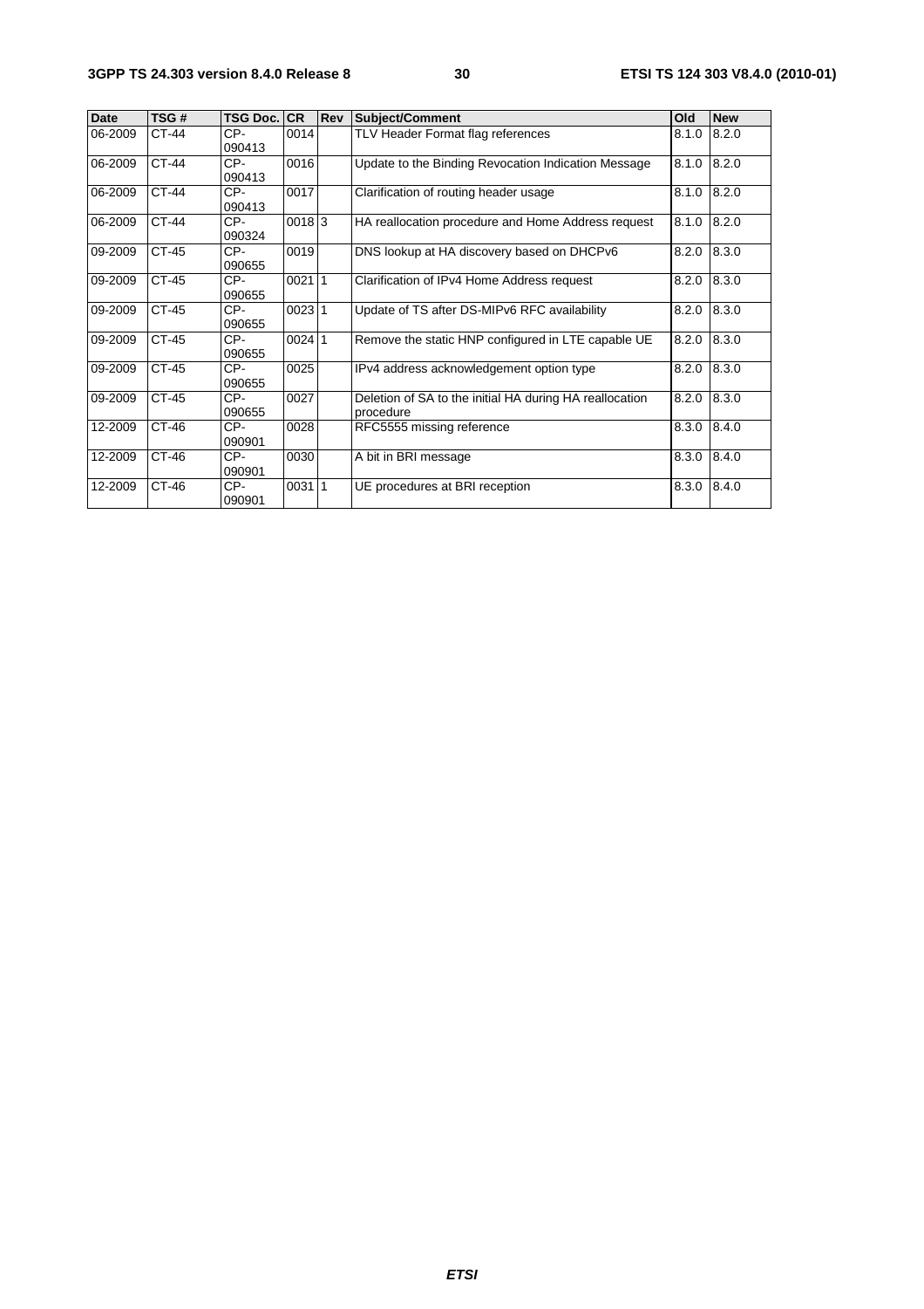| Date | TSG # | TSG Doc. | CR | Rev | Subject/Comment | Old | New |
|---|---|---|---|---|---|---|---|
| 06-2009 | CT-44 | CP-090413 | 0014 | | TLV Header Format flag references | 8.1.0 | 8.2.0 |
| 06-2009 | CT-44 | CP-090413 | 0016 | | Update to the Binding Revocation Indication Message | 8.1.0 | 8.2.0 |
| 06-2009 | CT-44 | CP-090413 | 0017 | | Clarification of routing header usage | 8.1.0 | 8.2.0 |
| 06-2009 | CT-44 | CP-090324 | 0018 | 3 | HA reallocation procedure and Home Address request | 8.1.0 | 8.2.0 |
| 09-2009 | CT-45 | CP-090655 | 0019 | | DNS lookup at HA discovery based on DHCPv6 | 8.2.0 | 8.3.0 |
| 09-2009 | CT-45 | CP-090655 | 0021 | 1 | Clarification of IPv4 Home Address request | 8.2.0 | 8.3.0 |
| 09-2009 | CT-45 | CP-090655 | 0023 | 1 | Update of TS after DS-MIPv6 RFC availability | 8.2.0 | 8.3.0 |
| 09-2009 | CT-45 | CP-090655 | 0024 | 1 | Remove the static HNP configured in LTE capable UE | 8.2.0 | 8.3.0 |
| 09-2009 | CT-45 | CP-090655 | 0025 | | IPv4 address acknowledgement option type | 8.2.0 | 8.3.0 |
| 09-2009 | CT-45 | CP-090655 | 0027 | | Deletion of SA to the initial HA during HA reallocation procedure | 8.2.0 | 8.3.0 |
| 12-2009 | CT-46 | CP-090901 | 0028 | | RFC5555 missing reference | 8.3.0 | 8.4.0 |
| 12-2009 | CT-46 | CP-090901 | 0030 | | A bit in BRI message | 8.3.0 | 8.4.0 |
| 12-2009 | CT-46 | CP-090901 | 0031 | 1 | UE procedures at BRI reception | 8.3.0 | 8.4.0 |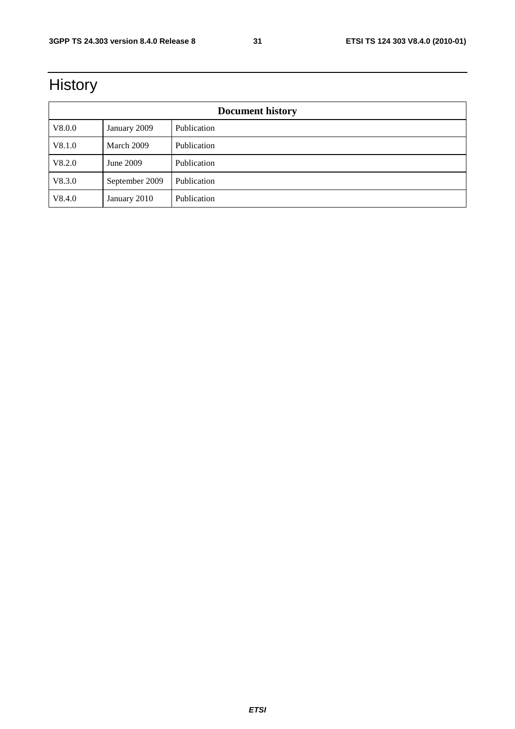# History

| Document history | | |
| --- | --- | --- |
| V8.0.0 | January 2009 | Publication |
| V8.1.0 | March 2009 | Publication |
| V8.2.0 | June 2009 | Publication |
| V8.3.0 | September 2009 | Publication |
| V8.4.0 | January 2010 | Publication |